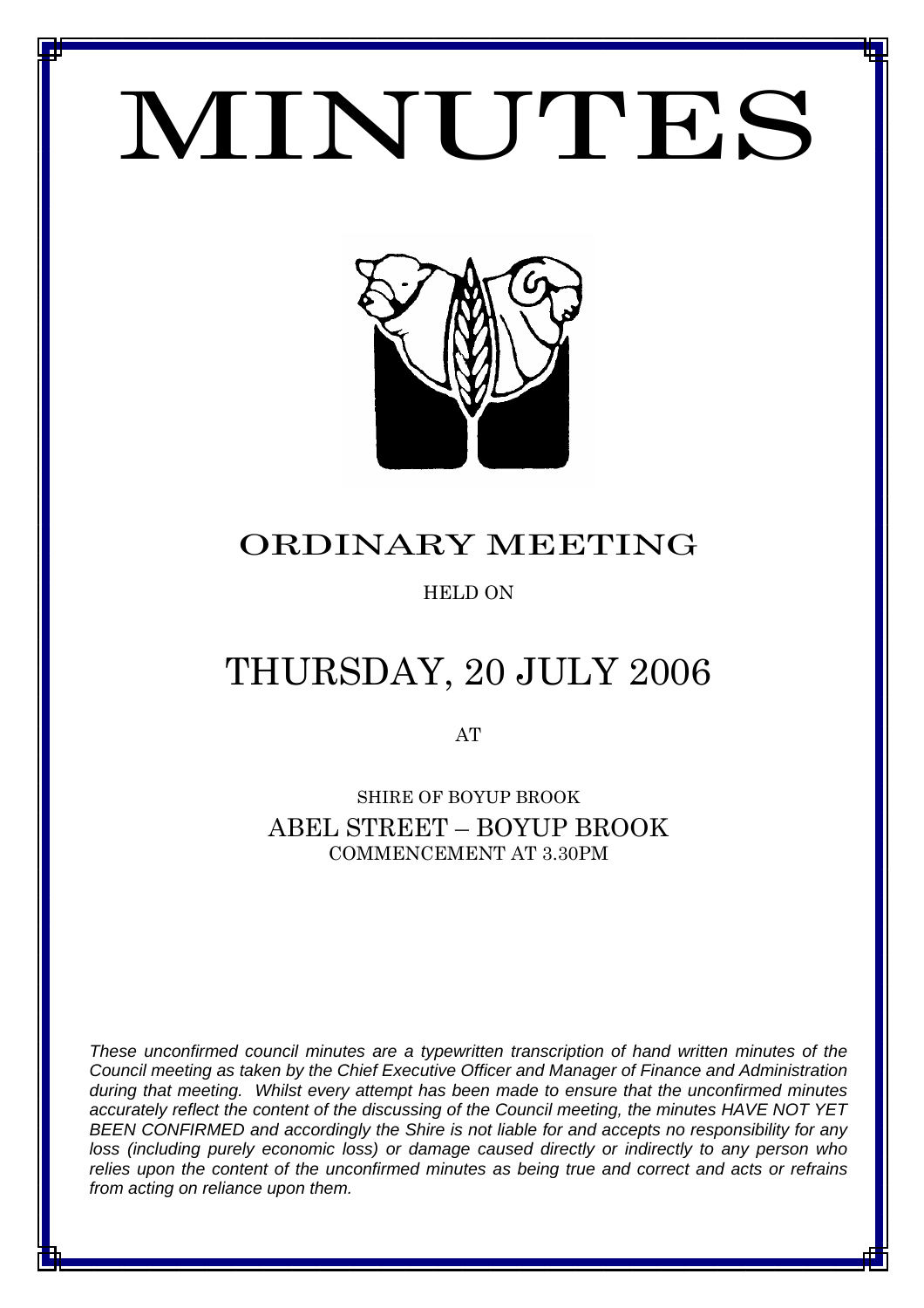# MINUTES

## ORDINARY MEETING

HELD ON

# THURSDAY, 20 JULY 2006

AT

SHIRE OF BOYUP BROOK

ABEL STREET – BOYUP BROOK

COMMENCEMENT AT 3.30PM

*These unconfirmed council minutes are a typewritten transcription of hand written minutes of the Council meeting as taken by the Chief Executive Officer and Manager of Finance and Administration during that meeting. Whilst every attempt has been made to ensure that the unconfirmed minutes accurately reflect the content of the discussing of the Council meeting, the minutes HAVE NOT YET BEEN CONFIRMED and accordingly the Shire is not liable for and accepts no responsibility for any loss (including purely economic loss) or damage caused directly or indirectly to any person who relies upon the content of the unconfirmed minutes as being true and correct and acts or refrains from acting on reliance upon them.*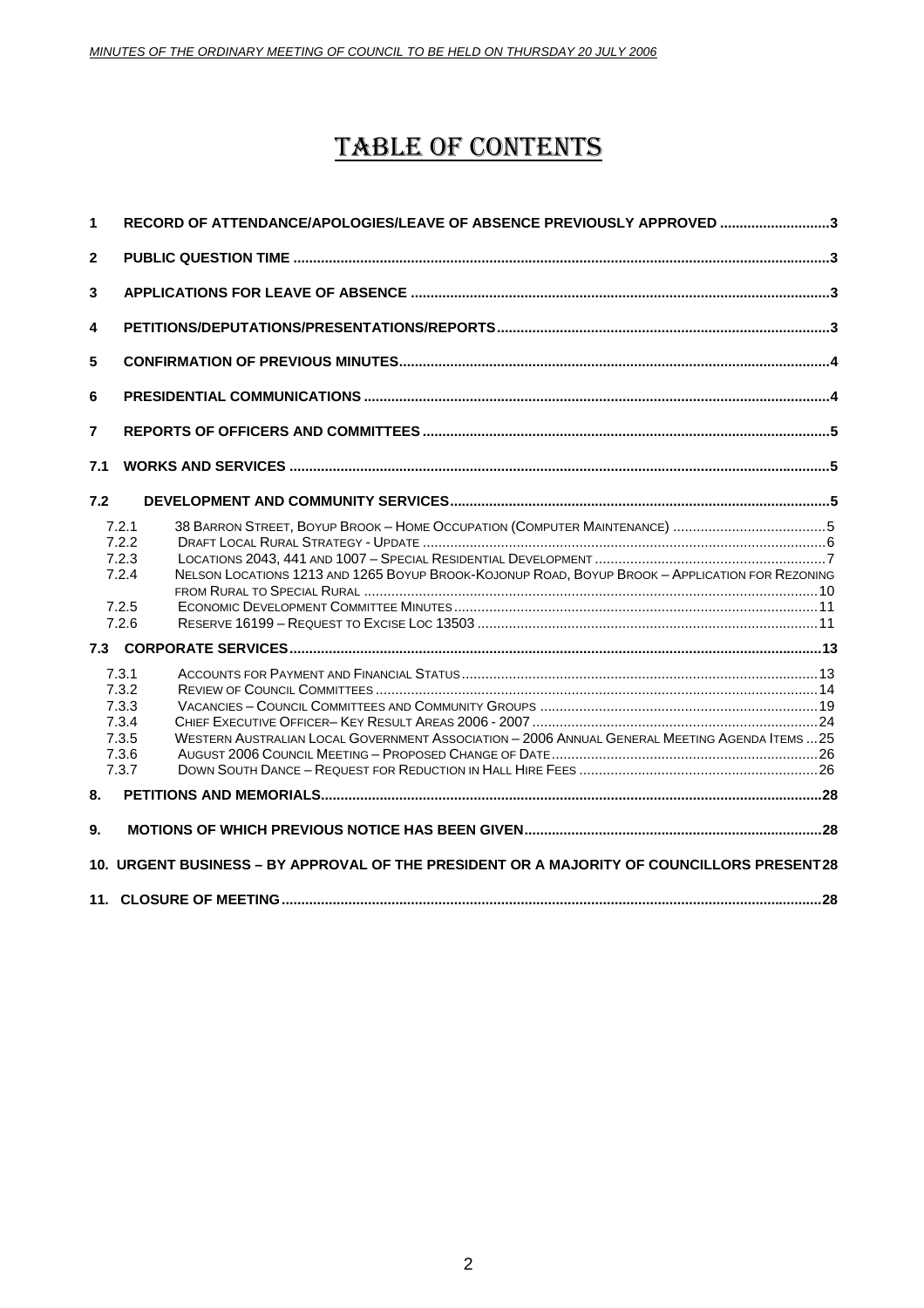# TABLE OF CONTENTS

| | | |
|---|---|---|
| **1** | **RECORD OF ATTENDANCE/APOLOGIES/LEAVE OF ABSENCE PREVIOUSLY APPROVED** | **3** |
| **2** | **PUBLIC QUESTION TIME** | **3** |
| **3** | **APPLICATIONS FOR LEAVE OF ABSENCE** | **3** |
| **4** | **PETITIONS/DEPUTATIONS/PRESENTATIONS/REPORTS** | **3** |
| **5** | **CONFIRMATION OF PREVIOUS MINUTES** | **4** |
| **6** | **PRESIDENTIAL COMMUNICATIONS** | **4** |
| **7** | **REPORTS OF OFFICERS AND COMMITTEES** | **5** |
| **7.1** | **WORKS AND SERVICES** | **5** |
| **7.2** | **DEVELOPMENT AND COMMUNITY SERVICES** | **5** |
| 7.2.1 | 38 Barron Street, Boyup Brook – Home Occupation (Computer Maintenance) | 5 |
| 7.2.2 | Draft Local Rural Strategy - Update | 6 |
| 7.2.3 | Locations 2043, 441 and 1007 – Special Residential Development | 7 |
| 7.2.4 | Nelson Locations 1213 and 1265 Boyup Brook-Kojonup Road, Boyup Brook – Application for Rezoning from Rural to Special Rural | 10 |
| 7.2.5 | Economic Development Committee Minutes | 11 |
| 7.2.6 | Reserve 16199 – Request to Excise Loc 13503 | 11 |
| **7.3** | **CORPORATE SERVICES** | **13** |
| 7.3.1 | Accounts for Payment and Financial Status | 13 |
| 7.3.2 | Review of Council Committees | 14 |
| 7.3.3 | Vacancies – Council Committees and Community Groups | 19 |
| 7.3.4 | Chief Executive Officer– Key Result Areas 2006 - 2007 | 24 |
| 7.3.5 | Western Australian Local Government Association – 2006 Annual General Meeting Agenda Items | 25 |
| 7.3.6 | August 2006 Council Meeting – Proposed Change of Date | 26 |
| 7.3.7 | Down South Dance – Request for Reduction in Hall Hire Fees | 26 |
| **8.** | **PETITIONS AND MEMORIALS** | **28** |
| **9.** | **MOTIONS OF WHICH PREVIOUS NOTICE HAS BEEN GIVEN** | **28** |
| **10.** | **URGENT BUSINESS – BY APPROVAL OF THE PRESIDENT OR A MAJORITY OF COUNCILLORS PRESENT** | **28** |
| **11.** | **CLOSURE OF MEETING** | **28** |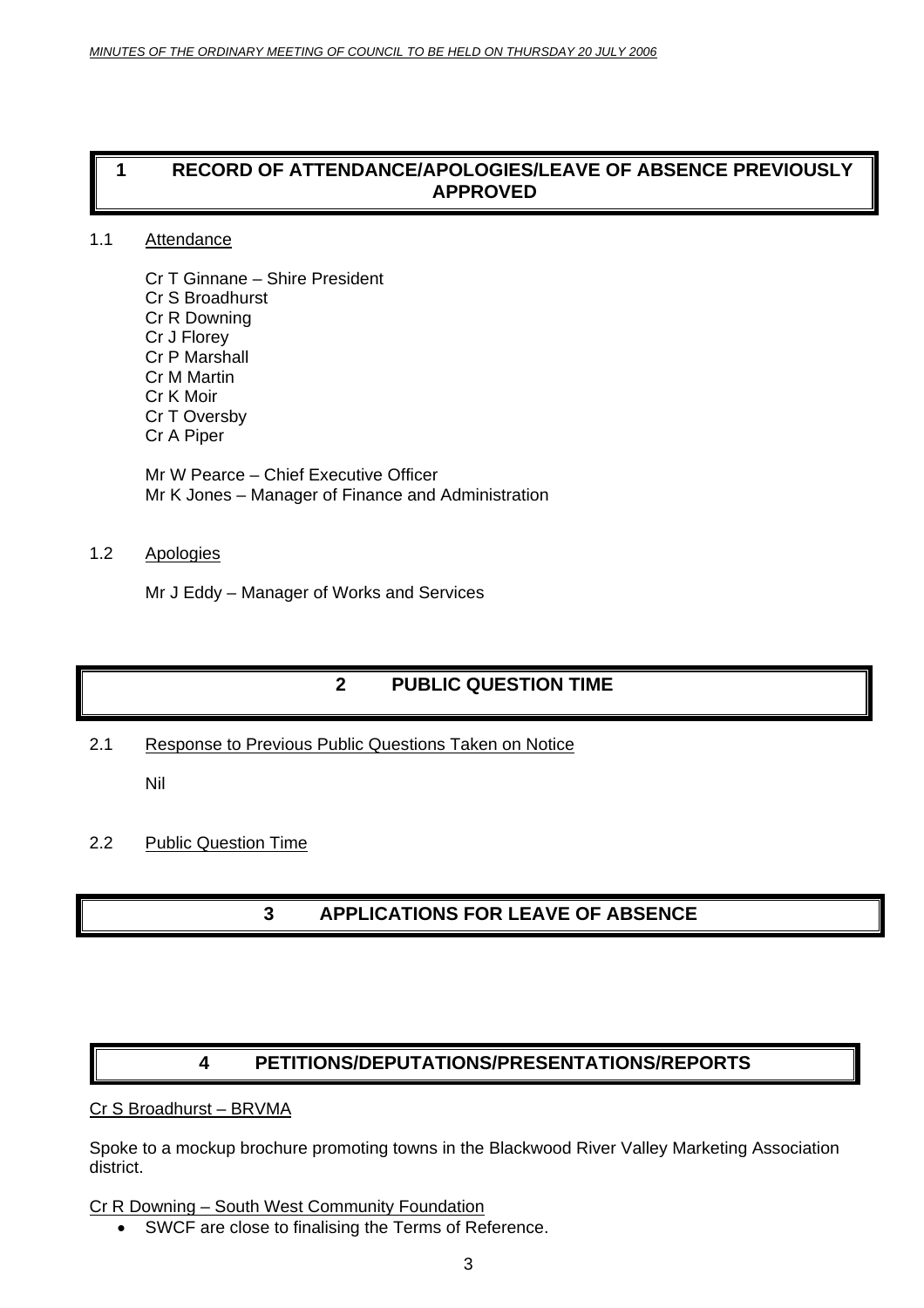## 1 RECORD OF ATTENDANCE/APOLOGIES/LEAVE OF ABSENCE PREVIOUSLY APPROVED

### 1.1 Attendance

Cr T Ginnane – Shire President
Cr S Broadhurst
Cr R Downing
Cr J Florey
Cr P Marshall
Cr M Martin
Cr K Moir
Cr T Oversby
Cr A Piper

Mr W Pearce – Chief Executive Officer
Mr K Jones – Manager of Finance and Administration

### 1.2 Apologies

Mr J Eddy – Manager of Works and Services

## 2 PUBLIC QUESTION TIME

### 2.1 Response to Previous Public Questions Taken on Notice

Nil

### 2.2 Public Question Time

## 3 APPLICATIONS FOR LEAVE OF ABSENCE

## 4 PETITIONS/DEPUTATIONS/PRESENTATIONS/REPORTS

Cr S Broadhurst – BRVMA

Spoke to a mockup brochure promoting towns in the Blackwood River Valley Marketing Association district.

Cr R Downing – South West Community Foundation

- SWCF are close to finalising the Terms of Reference.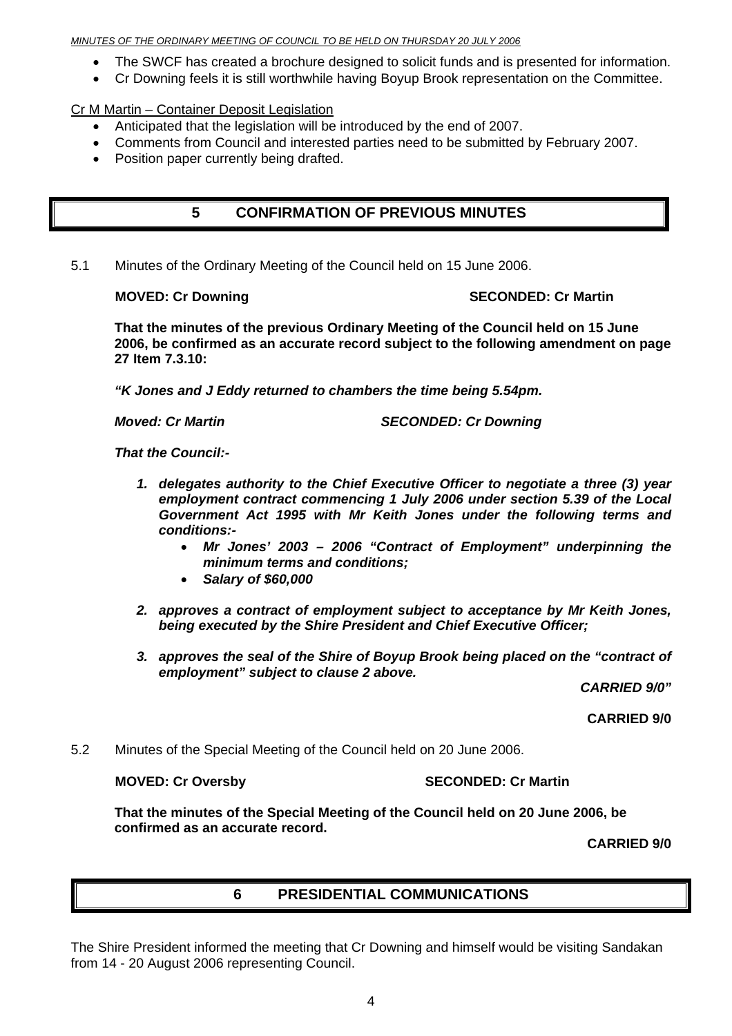- The SWCF has created a brochure designed to solicit funds and is presented for information.
- Cr Downing feels it is still worthwhile having Boyup Brook representation on the Committee.

Cr M Martin – Container Deposit Legislation

- Anticipated that the legislation will be introduced by the end of 2007.
- Comments from Council and interested parties need to be submitted by February 2007.
- Position paper currently being drafted.

# 5 CONFIRMATION OF PREVIOUS MINUTES

5.1 Minutes of the Ordinary Meeting of the Council held on 15 June 2006.

**MOVED: Cr Downing SECONDED: Cr Martin**

**That the minutes of the previous Ordinary Meeting of the Council held on 15 June 2006, be confirmed as an accurate record subject to the following amendment on page 27 Item 7.3.10:**

***"K Jones and J Eddy returned to chambers the time being 5.54pm.***

***Moved: Cr Martin SECONDED: Cr Downing***

***That the Council:-***

1. ***delegates authority to the Chief Executive Officer to negotiate a three (3) year employment contract commencing 1 July 2006 under section 5.39 of the Local Government Act 1995 with Mr Keith Jones under the following terms and conditions:-***
   - ***Mr Jones' 2003 – 2006 "Contract of Employment" underpinning the minimum terms and conditions;***
   - ***Salary of $60,000***
2. ***approves a contract of employment subject to acceptance by Mr Keith Jones, being executed by the Shire President and Chief Executive Officer;***
3. ***approves the seal of the Shire of Boyup Brook being placed on the "contract of employment" subject to clause 2 above.***

***CARRIED 9/0"***

**CARRIED 9/0**

5.2 Minutes of the Special Meeting of the Council held on 20 June 2006.

**MOVED: Cr Oversby SECONDED: Cr Martin**

**That the minutes of the Special Meeting of the Council held on 20 June 2006, be confirmed as an accurate record.**

**CARRIED 9/0**

# 6 PRESIDENTIAL COMMUNICATIONS

The Shire President informed the meeting that Cr Downing and himself would be visiting Sandakan from 14 - 20 August 2006 representing Council.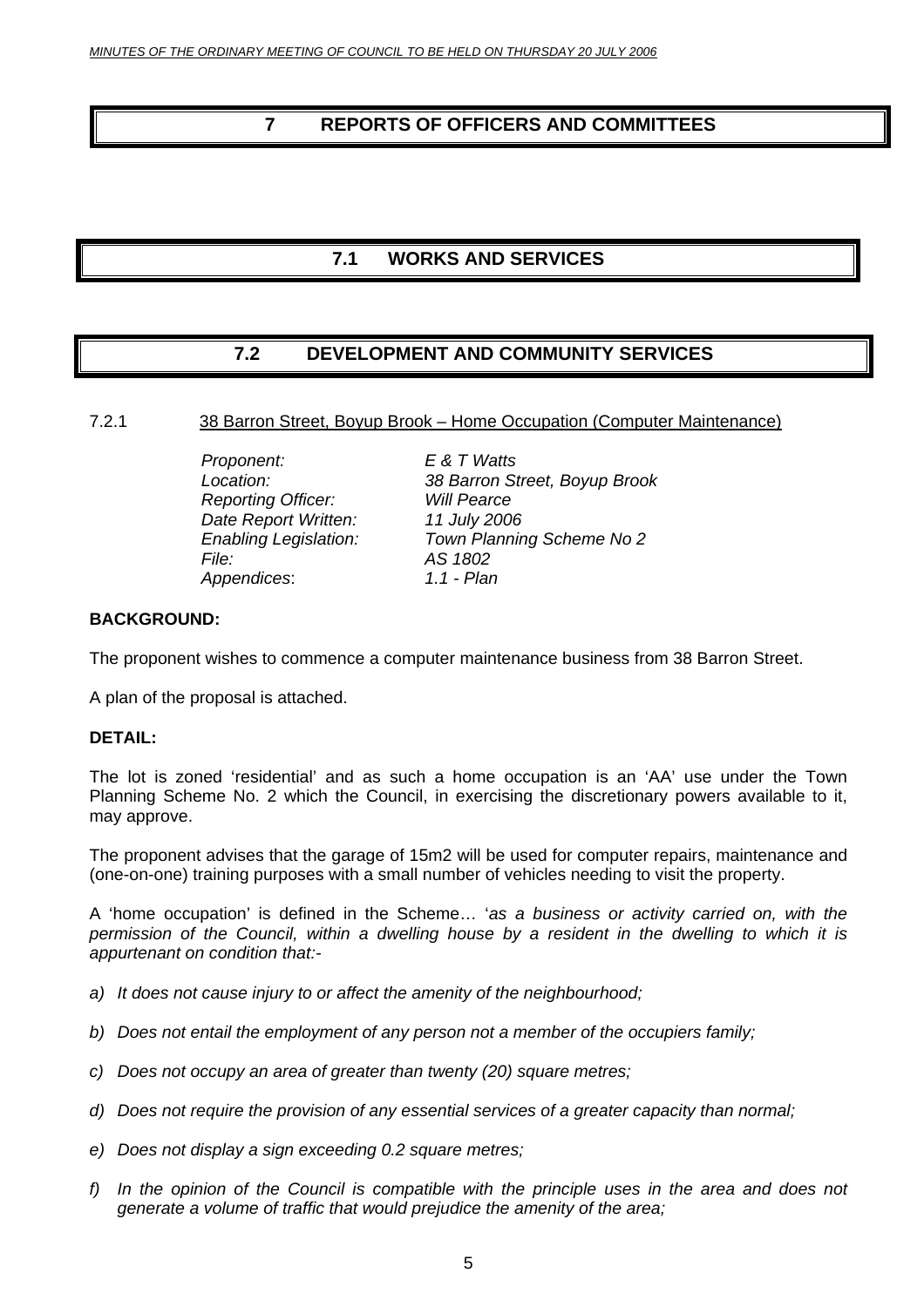# 7 REPORTS OF OFFICERS AND COMMITTEES

## 7.1 WORKS AND SERVICES

## 7.2 DEVELOPMENT AND COMMUNITY SERVICES

### 7.2.1 38 Barron Street, Boyup Brook – Home Occupation (Computer Maintenance)

*Proponent:* *E & T Watts*
*Location:* *38 Barron Street, Boyup Brook*
*Reporting Officer:* *Will Pearce*
*Date Report Written:* *11 July 2006*
*Enabling Legislation:* *Town Planning Scheme No 2*
*File:* *AS 1802*
*Appendices*: *1.1 - Plan*

**BACKGROUND:**

The proponent wishes to commence a computer maintenance business from 38 Barron Street.

A plan of the proposal is attached.

**DETAIL:**

The lot is zoned 'residential' and as such a home occupation is an 'AA' use under the Town Planning Scheme No. 2 which the Council, in exercising the discretionary powers available to it, may approve.

The proponent advises that the garage of 15m2 will be used for computer repairs, maintenance and (one-on-one) training purposes with a small number of vehicles needing to visit the property.

A 'home occupation' is defined in the Scheme… '*as a business or activity carried on, with the permission of the Council, within a dwelling house by a resident in the dwelling to which it is appurtenant on condition that:-*

*a) It does not cause injury to or affect the amenity of the neighbourhood;*

*b) Does not entail the employment of any person not a member of the occupiers family;*

*c) Does not occupy an area of greater than twenty (20) square metres;*

*d) Does not require the provision of any essential services of a greater capacity than normal;*

*e) Does not display a sign exceeding 0.2 square metres;*

*f) In the opinion of the Council is compatible with the principle uses in the area and does not generate a volume of traffic that would prejudice the amenity of the area;*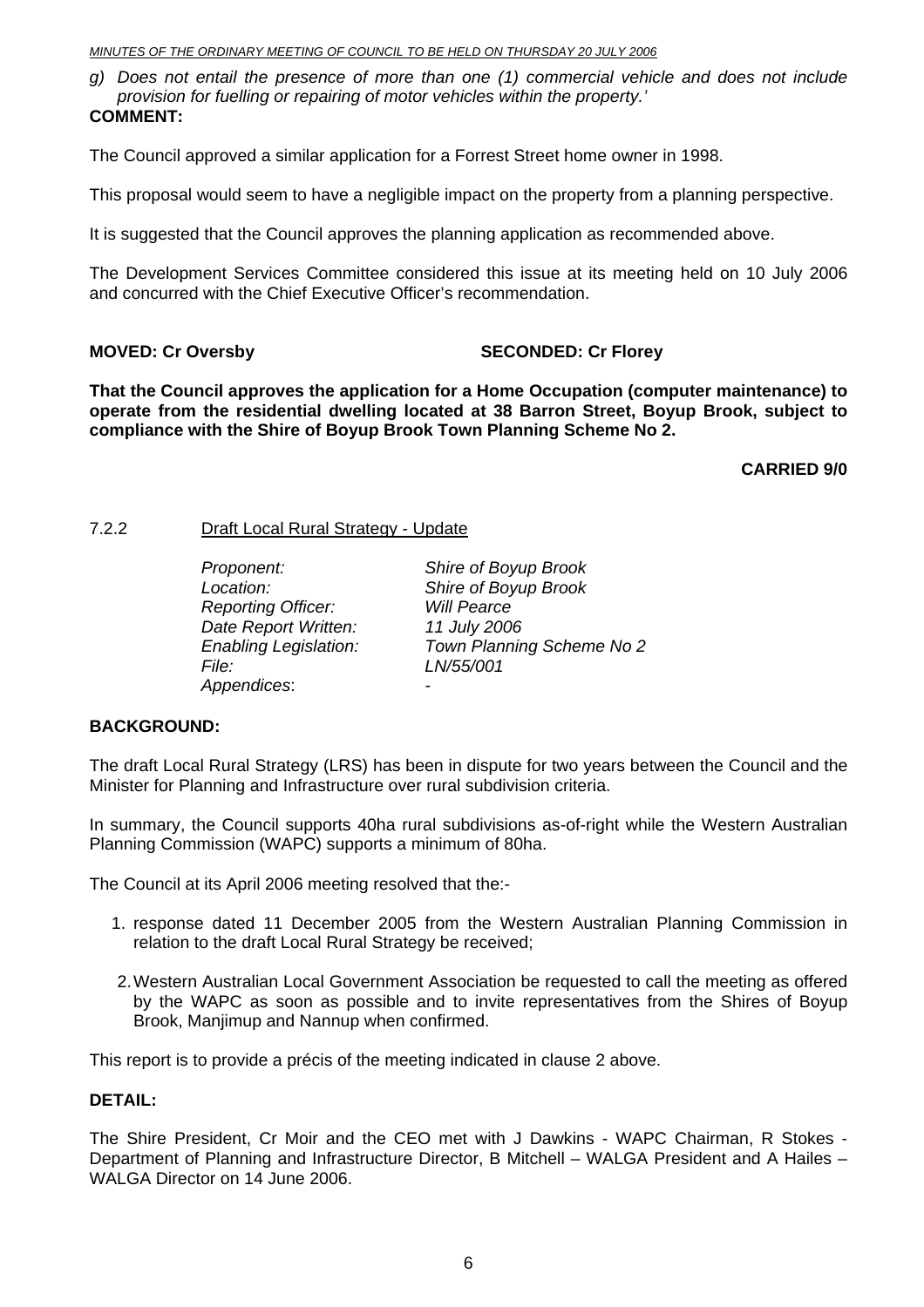g) *Does not entail the presence of more than one (1) commercial vehicle and does not include provision for fuelling or repairing of motor vehicles within the property.'*

**COMMENT:**

The Council approved a similar application for a Forrest Street home owner in 1998.

This proposal would seem to have a negligible impact on the property from a planning perspective.

It is suggested that the Council approves the planning application as recommended above.

The Development Services Committee considered this issue at its meeting held on 10 July 2006 and concurred with the Chief Executive Officer's recommendation.

**MOVED: Cr Oversby** **SECONDED: Cr Florey**

**That the Council approves the application for a Home Occupation (computer maintenance) to operate from the residential dwelling located at 38 Barron Street, Boyup Brook, subject to compliance with the Shire of Boyup Brook Town Planning Scheme No 2.**

**CARRIED 9/0**

7.2.2 Draft Local Rural Strategy - Update

| | |
|---|---|
| *Proponent:* | *Shire of Boyup Brook* |
| *Location:* | *Shire of Boyup Brook* |
| *Reporting Officer:* | *Will Pearce* |
| *Date Report Written:* | *11 July 2006* |
| *Enabling Legislation:* | *Town Planning Scheme No 2* |
| *File:* | *LN/55/001* |
| *Appendices*: | - |

**BACKGROUND:**

The draft Local Rural Strategy (LRS) has been in dispute for two years between the Council and the Minister for Planning and Infrastructure over rural subdivision criteria.

In summary, the Council supports 40ha rural subdivisions as-of-right while the Western Australian Planning Commission (WAPC) supports a minimum of 80ha.

The Council at its April 2006 meeting resolved that the:-

1. response dated 11 December 2005 from the Western Australian Planning Commission in relation to the draft Local Rural Strategy be received;
2. Western Australian Local Government Association be requested to call the meeting as offered by the WAPC as soon as possible and to invite representatives from the Shires of Boyup Brook, Manjimup and Nannup when confirmed.

This report is to provide a précis of the meeting indicated in clause 2 above.

**DETAIL:**

The Shire President, Cr Moir and the CEO met with J Dawkins - WAPC Chairman, R Stokes - Department of Planning and Infrastructure Director, B Mitchell – WALGA President and A Hailes – WALGA Director on 14 June 2006.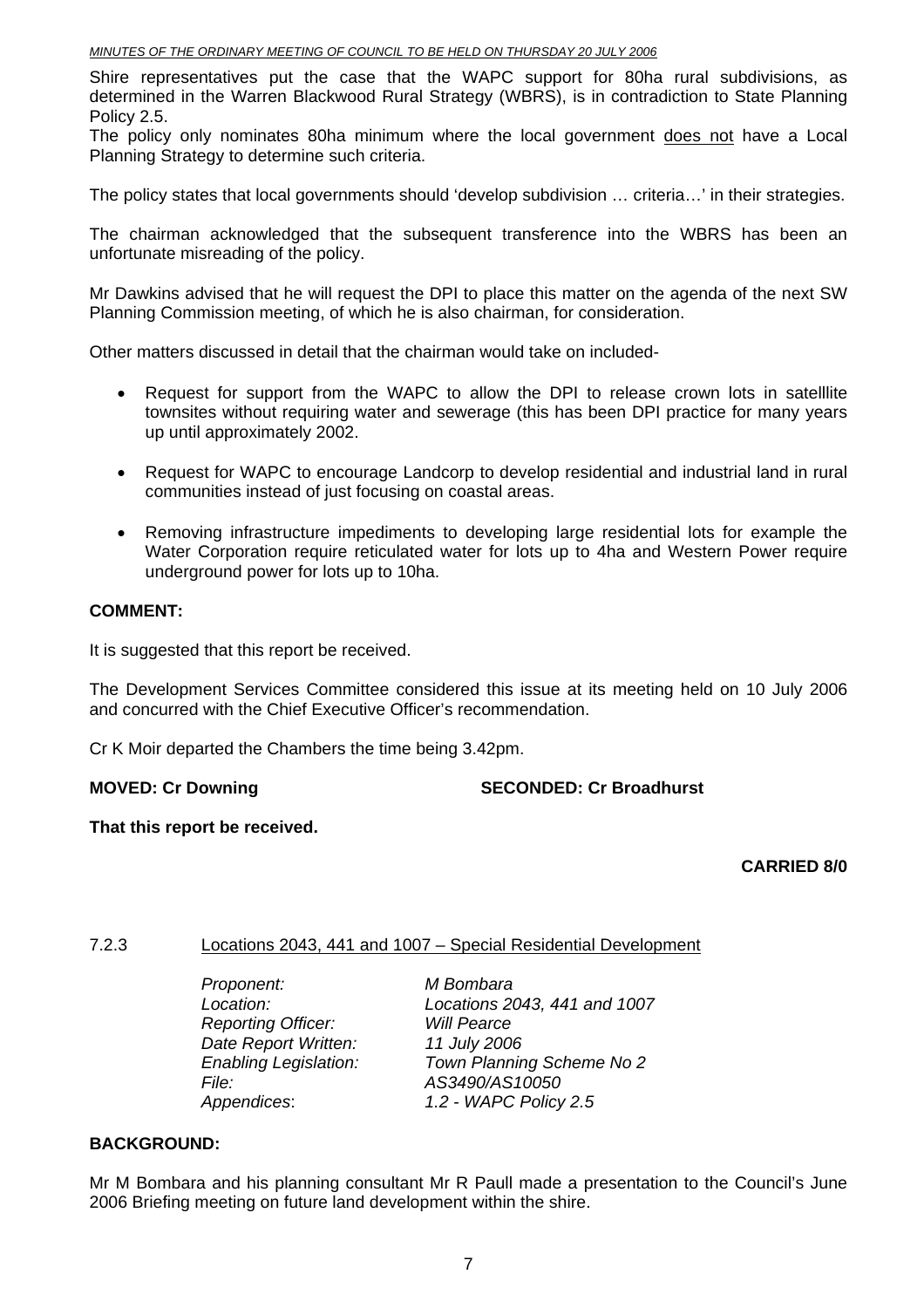Shire representatives put the case that the WAPC support for 80ha rural subdivisions, as determined in the Warren Blackwood Rural Strategy (WBRS), is in contradiction to State Planning Policy 2.5.
The policy only nominates 80ha minimum where the local government <u>does not</u> have a Local Planning Strategy to determine such criteria.

The policy states that local governments should 'develop subdivision … criteria…' in their strategies.

The chairman acknowledged that the subsequent transference into the WBRS has been an unfortunate misreading of the policy.

Mr Dawkins advised that he will request the DPI to place this matter on the agenda of the next SW Planning Commission meeting, of which he is also chairman, for consideration.

Other matters discussed in detail that the chairman would take on included-

- Request for support from the WAPC to allow the DPI to release crown lots in satelllite townsites without requiring water and sewerage (this has been DPI practice for many years up until approximately 2002.
- Request for WAPC to encourage Landcorp to develop residential and industrial land in rural communities instead of just focusing on coastal areas.
- Removing infrastructure impediments to developing large residential lots for example the Water Corporation require reticulated water for lots up to 4ha and Western Power require underground power for lots up to 10ha.

**COMMENT:**

It is suggested that this report be received.

The Development Services Committee considered this issue at its meeting held on 10 July 2006 and concurred with the Chief Executive Officer's recommendation.

Cr K Moir departed the Chambers the time being 3.42pm.

**MOVED: Cr Downing** **SECONDED: Cr Broadhurst**

**That this report be received.**

**CARRIED 8/0**

7.2.3 Locations 2043, 441 and 1007 – Special Residential Development

*Proponent:* *M Bombara*
*Location:* *Locations 2043, 441 and 1007*
*Reporting Officer:* *Will Pearce*
*Date Report Written:* *11 July 2006*
*Enabling Legislation:* *Town Planning Scheme No 2*
*File:* *AS3490/AS10050*
*Appendices*: *1.2 - WAPC Policy 2.5*

**BACKGROUND:**

Mr M Bombara and his planning consultant Mr R Paull made a presentation to the Council's June 2006 Briefing meeting on future land development within the shire.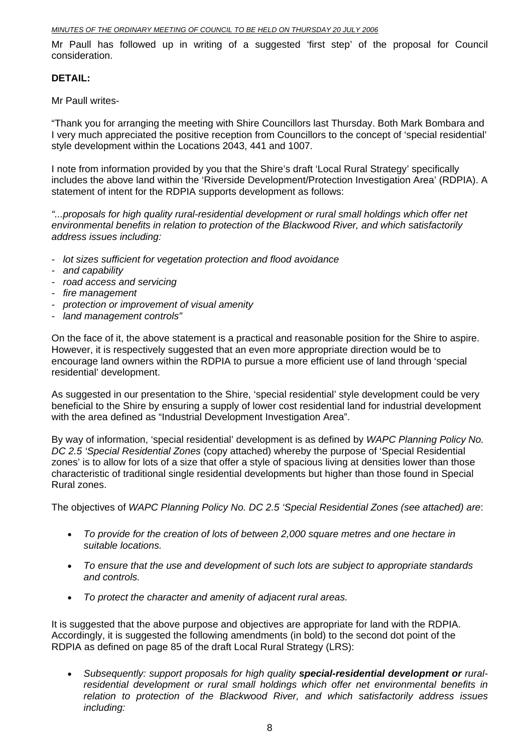Mr Paull has followed up in writing of a suggested 'first step' of the proposal for Council consideration.

**DETAIL:**

Mr Paull writes-

"Thank you for arranging the meeting with Shire Councillors last Thursday. Both Mark Bombara and I very much appreciated the positive reception from Councillors to the concept of 'special residential' style development within the Locations 2043, 441 and 1007.

I note from information provided by you that the Shire's draft 'Local Rural Strategy' specifically includes the above land within the 'Riverside Development/Protection Investigation Area' (RDPIA). A statement of intent for the RDPIA supports development as follows:

*"...proposals for high quality rural-residential development or rural small holdings which offer net environmental benefits in relation to protection of the Blackwood River, and which satisfactorily address issues including:*

- *lot sizes sufficient for vegetation protection and flood avoidance*
- *and capability*
- *road access and servicing*
- *fire management*
- *protection or improvement of visual amenity*
- *land management controls"*

On the face of it, the above statement is a practical and reasonable position for the Shire to aspire. However, it is respectively suggested that an even more appropriate direction would be to encourage land owners within the RDPIA to pursue a more efficient use of land through 'special residential' development.

As suggested in our presentation to the Shire, 'special residential' style development could be very beneficial to the Shire by ensuring a supply of lower cost residential land for industrial development with the area defined as "Industrial Development Investigation Area".

By way of information, 'special residential' development is as defined by *WAPC Planning Policy No. DC 2.5 'Special Residential Zones* (copy attached) whereby the purpose of 'Special Residential zones' is to allow for lots of a size that offer a style of spacious living at densities lower than those characteristic of traditional single residential developments but higher than those found in Special Rural zones.

The objectives of *WAPC Planning Policy No. DC 2.5 'Special Residential Zones (see attached) are*:

- *To provide for the creation of lots of between 2,000 square metres and one hectare in suitable locations.*
- *To ensure that the use and development of such lots are subject to appropriate standards and controls.*
- *To protect the character and amenity of adjacent rural areas.*

It is suggested that the above purpose and objectives are appropriate for land with the RDPIA. Accordingly, it is suggested the following amendments (in bold) to the second dot point of the RDPIA as defined on page 85 of the draft Local Rural Strategy (LRS):

- *Subsequently: support proposals for high quality **special-residential development or** rural-residential development or rural small holdings which offer net environmental benefits in relation to protection of the Blackwood River, and which satisfactorily address issues including:*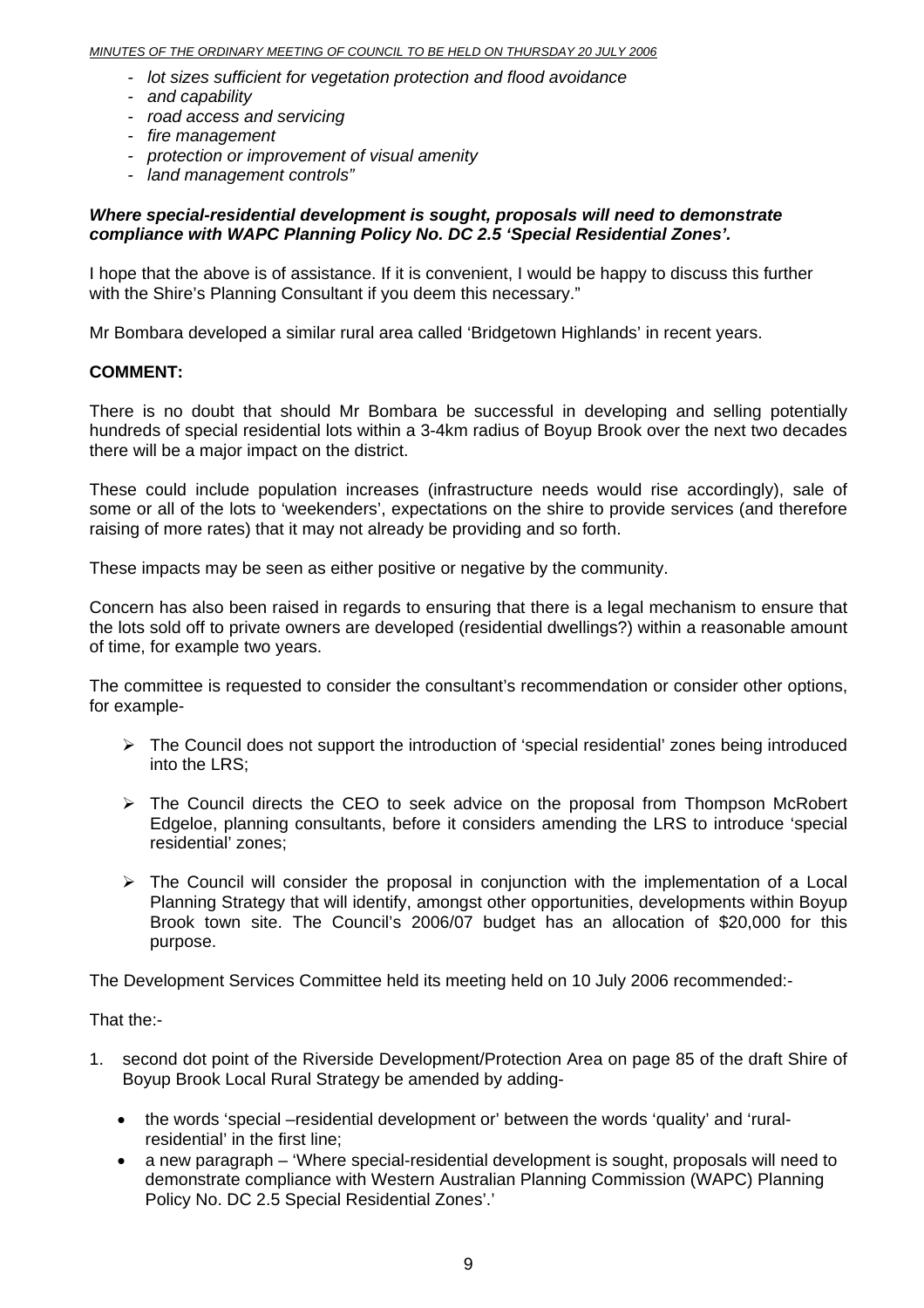- *lot sizes sufficient for vegetation protection and flood avoidance*
- *and capability*
- *road access and servicing*
- *fire management*
- *protection or improvement of visual amenity*
- *land management controls"*

***Where special-residential development is sought, proposals will need to demonstrate compliance with WAPC Planning Policy No. DC 2.5 'Special Residential Zones'.***

I hope that the above is of assistance. If it is convenient, I would be happy to discuss this further with the Shire's Planning Consultant if you deem this necessary."

Mr Bombara developed a similar rural area called 'Bridgetown Highlands' in recent years.

**COMMENT:**

There is no doubt that should Mr Bombara be successful in developing and selling potentially hundreds of special residential lots within a 3-4km radius of Boyup Brook over the next two decades there will be a major impact on the district.

These could include population increases (infrastructure needs would rise accordingly), sale of some or all of the lots to 'weekenders', expectations on the shire to provide services (and therefore raising of more rates) that it may not already be providing and so forth.

These impacts may be seen as either positive or negative by the community.

Concern has also been raised in regards to ensuring that there is a legal mechanism to ensure that the lots sold off to private owners are developed (residential dwellings?) within a reasonable amount of time, for example two years.

The committee is requested to consider the consultant's recommendation or consider other options, for example-

- The Council does not support the introduction of 'special residential' zones being introduced into the LRS;
- The Council directs the CEO to seek advice on the proposal from Thompson McRobert Edgeloe, planning consultants, before it considers amending the LRS to introduce 'special residential' zones;
- The Council will consider the proposal in conjunction with the implementation of a Local Planning Strategy that will identify, amongst other opportunities, developments within Boyup Brook town site. The Council's 2006/07 budget has an allocation of $20,000 for this purpose.

The Development Services Committee held its meeting held on 10 July 2006 recommended:-

That the:-

1. second dot point of the Riverside Development/Protection Area on page 85 of the draft Shire of Boyup Brook Local Rural Strategy be amended by adding-
   - the words 'special –residential development or' between the words 'quality' and 'rural-residential' in the first line;
   - a new paragraph – 'Where special-residential development is sought, proposals will need to demonstrate compliance with Western Australian Planning Commission (WAPC) Planning Policy No. DC 2.5 Special Residential Zones'.'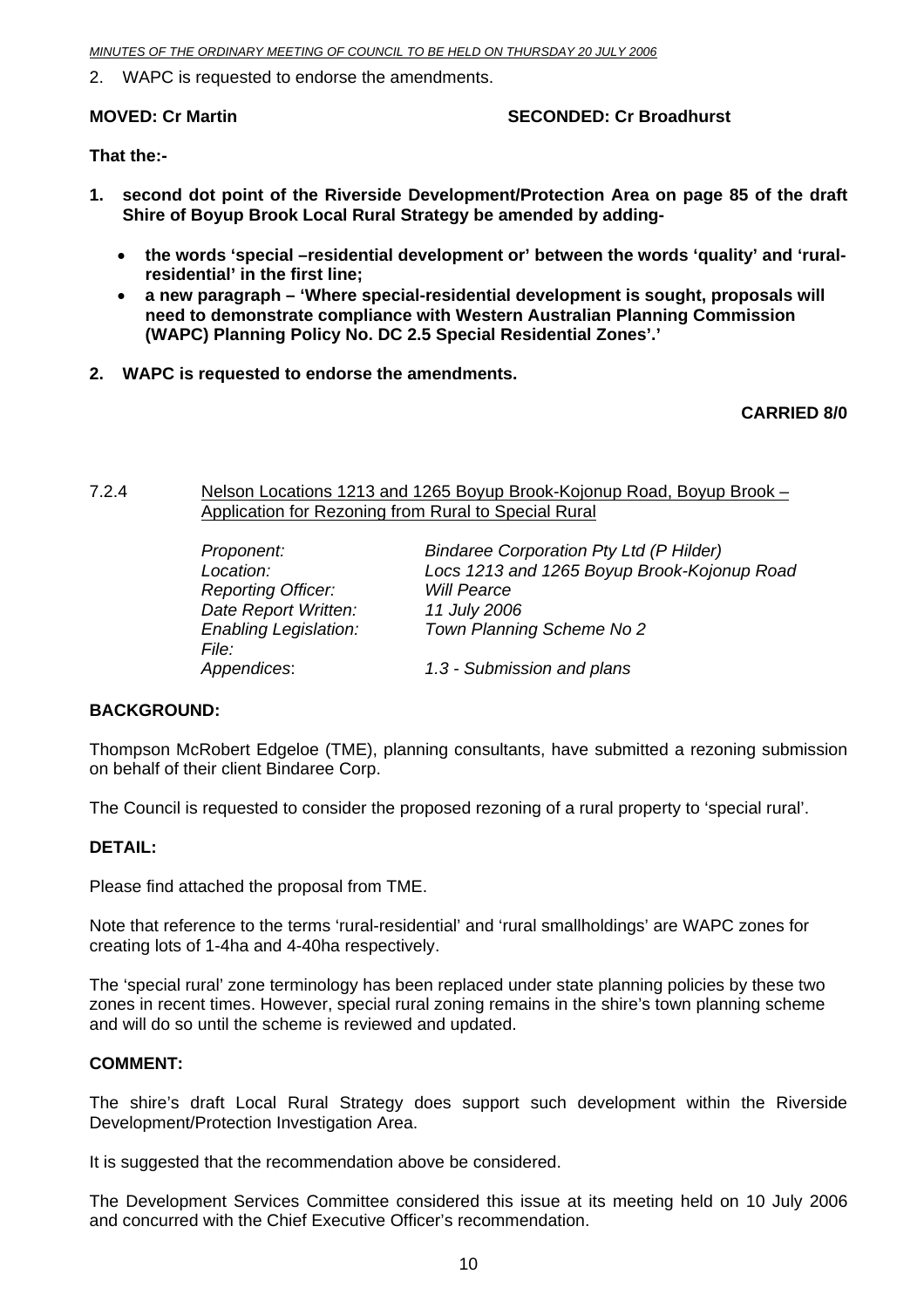2. WAPC is requested to endorse the amendments.

**MOVED: Cr Martin** **SECONDED: Cr Broadhurst**

**That the:-**

**1. second dot point of the Riverside Development/Protection Area on page 85 of the draft Shire of Boyup Brook Local Rural Strategy be amended by adding-**

- **the words 'special –residential development or' between the words 'quality' and 'rural-residential' in the first line;**
- **a new paragraph – 'Where special-residential development is sought, proposals will need to demonstrate compliance with Western Australian Planning Commission (WAPC) Planning Policy No. DC 2.5 Special Residential Zones'.'**

**2. WAPC is requested to endorse the amendments.**

**CARRIED 8/0**

7.2.4 Nelson Locations 1213 and 1265 Boyup Brook-Kojonup Road, Boyup Brook – Application for Rezoning from Rural to Special Rural

| | |
|---|---|
| *Proponent:* | *Bindaree Corporation Pty Ltd (P Hilder)* |
| *Location:* | *Locs 1213 and 1265 Boyup Brook-Kojonup Road* |
| *Reporting Officer:* | *Will Pearce* |
| *Date Report Written:* | *11 July 2006* |
| *Enabling Legislation:* | *Town Planning Scheme No 2* |
| *File:* | |
| *Appendices*: | *1.3 - Submission and plans* |

**BACKGROUND:**

Thompson McRobert Edgeloe (TME), planning consultants, have submitted a rezoning submission on behalf of their client Bindaree Corp.

The Council is requested to consider the proposed rezoning of a rural property to 'special rural'.

**DETAIL:**

Please find attached the proposal from TME.

Note that reference to the terms 'rural-residential' and 'rural smallholdings' are WAPC zones for creating lots of 1-4ha and 4-40ha respectively.

The 'special rural' zone terminology has been replaced under state planning policies by these two zones in recent times. However, special rural zoning remains in the shire's town planning scheme and will do so until the scheme is reviewed and updated.

**COMMENT:**

The shire's draft Local Rural Strategy does support such development within the Riverside Development/Protection Investigation Area.

It is suggested that the recommendation above be considered.

The Development Services Committee considered this issue at its meeting held on 10 July 2006 and concurred with the Chief Executive Officer's recommendation.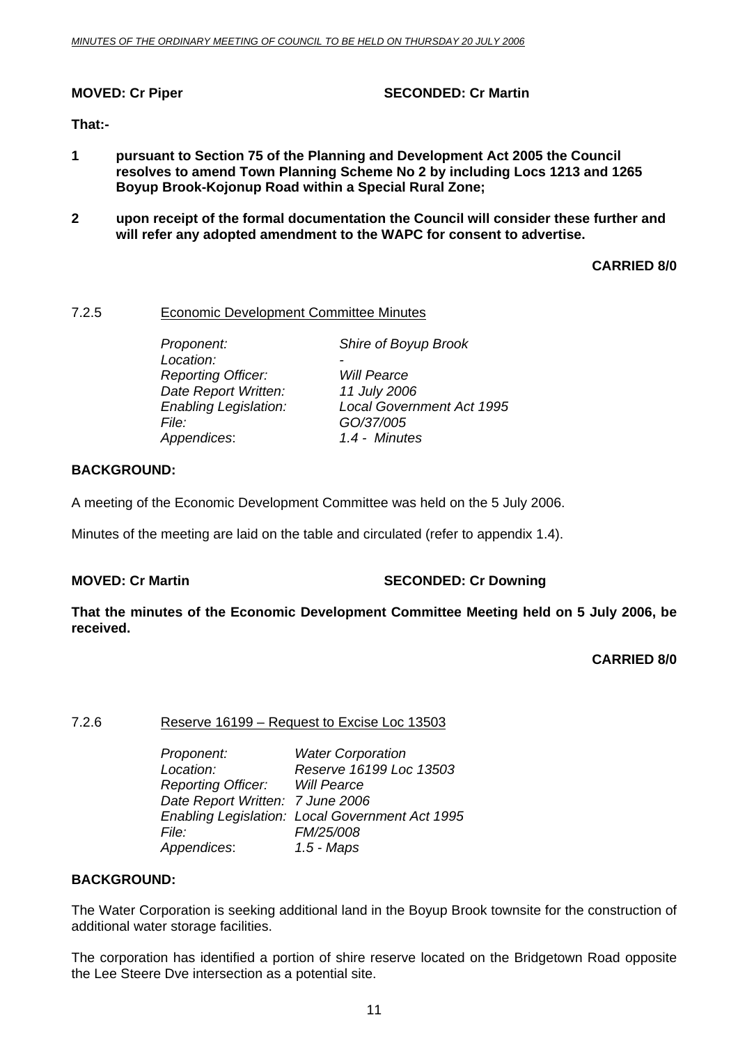**MOVED: Cr Piper** **SECONDED: Cr Martin**

**That:-**

1. **pursuant to Section 75 of the Planning and Development Act 2005 the Council resolves to amend Town Planning Scheme No 2 by including Locs 1213 and 1265 Boyup Brook-Kojonup Road within a Special Rural Zone;**

2. **upon receipt of the formal documentation the Council will consider these further and will refer any adopted amendment to the WAPC for consent to advertise.**

**CARRIED 8/0**

### 7.2.5 Economic Development Committee Minutes

| | |
|---|---|
| *Proponent:* | *Shire of Boyup Brook* |
| *Location:* | *-* |
| *Reporting Officer:* | *Will Pearce* |
| *Date Report Written:* | *11 July 2006* |
| *Enabling Legislation:* | *Local Government Act 1995* |
| *File:* | *GO/37/005* |
| *Appendices:* | *1.4 - Minutes* |

**BACKGROUND:**

A meeting of the Economic Development Committee was held on the 5 July 2006.

Minutes of the meeting are laid on the table and circulated (refer to appendix 1.4).

**MOVED: Cr Martin** **SECONDED: Cr Downing**

**That the minutes of the Economic Development Committee Meeting held on 5 July 2006, be received.**

**CARRIED 8/0**

### 7.2.6 Reserve 16199 – Request to Excise Loc 13503

| | |
|---|---|
| *Proponent:* | *Water Corporation* |
| *Location:* | *Reserve 16199 Loc 13503* |
| *Reporting Officer:* | *Will Pearce* |
| *Date Report Written:* | *7 June 2006* |
| *Enabling Legislation:* | *Local Government Act 1995* |
| *File:* | *FM/25/008* |
| *Appendices:* | *1.5 - Maps* |

**BACKGROUND:**

The Water Corporation is seeking additional land in the Boyup Brook townsite for the construction of additional water storage facilities.

The corporation has identified a portion of shire reserve located on the Bridgetown Road opposite the Lee Steere Dve intersection as a potential site.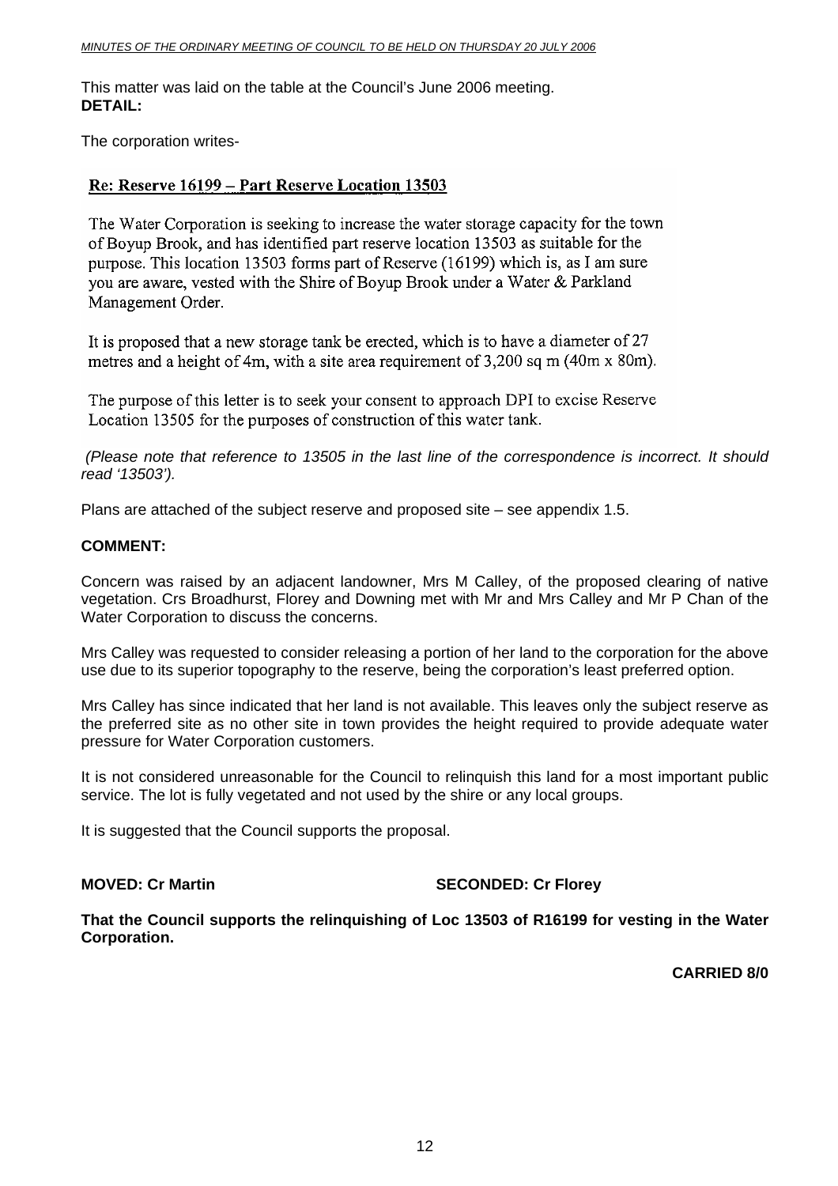This matter was laid on the table at the Council's June 2006 meeting.

**DETAIL:**

The corporation writes-

> **Re: Reserve 16199 – Part Reserve Location 13503**
>
> The Water Corporation is seeking to increase the water storage capacity for the town of Boyup Brook, and has identified part reserve location 13503 as suitable for the purpose. This location 13503 forms part of Reserve (16199) which is, as I am sure you are aware, vested with the Shire of Boyup Brook under a Water & Parkland Management Order.
>
> It is proposed that a new storage tank be erected, which is to have a diameter of 27 metres and a height of 4m, with a site area requirement of 3,200 sq m (40m x 80m).
>
> The purpose of this letter is to seek your consent to approach DPI to excise Reserve Location 13505 for the purposes of construction of this water tank.

*(Please note that reference to 13505 in the last line of the correspondence is incorrect. It should read '13503').*

Plans are attached of the subject reserve and proposed site – see appendix 1.5.

**COMMENT:**

Concern was raised by an adjacent landowner, Mrs M Calley, of the proposed clearing of native vegetation. Crs Broadhurst, Florey and Downing met with Mr and Mrs Calley and Mr P Chan of the Water Corporation to discuss the concerns.

Mrs Calley was requested to consider releasing a portion of her land to the corporation for the above use due to its superior topography to the reserve, being the corporation's least preferred option.

Mrs Calley has since indicated that her land is not available. This leaves only the subject reserve as the preferred site as no other site in town provides the height required to provide adequate water pressure for Water Corporation customers.

It is not considered unreasonable for the Council to relinquish this land for a most important public service. The lot is fully vegetated and not used by the shire or any local groups.

It is suggested that the Council supports the proposal.

**MOVED: Cr Martin** **SECONDED: Cr Florey**

**That the Council supports the relinquishing of Loc 13503 of R16199 for vesting in the Water Corporation.**

**CARRIED 8/0**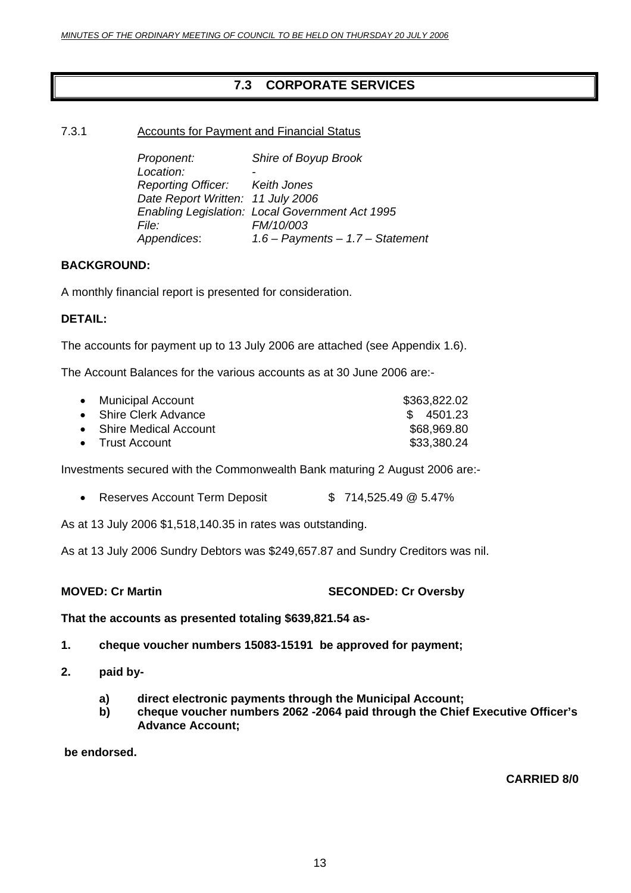## 7.3 CORPORATE SERVICES

7.3.1 Accounts for Payment and Financial Status

*Proponent:* *Shire of Boyup Brook*
*Location:* -
*Reporting Officer:* *Keith Jones*
*Date Report Written:* *11 July 2006*
*Enabling Legislation:* *Local Government Act 1995*
*File:* *FM/10/003*
*Appendices*: *1.6 – Payments – 1.7 – Statement*

**BACKGROUND:**

A monthly financial report is presented for consideration.

**DETAIL:**

The accounts for payment up to 13 July 2006 are attached (see Appendix 1.6).

The Account Balances for the various accounts as at 30 June 2006 are:-

- Municipal Account $363,822.02
- Shire Clerk Advance $ 4501.23
- Shire Medical Account $68,969.80
- Trust Account $33,380.24

Investments secured with the Commonwealth Bank maturing 2 August 2006 are:-

- Reserves Account Term Deposit $ 714,525.49 @ 5.47%

As at 13 July 2006 $1,518,140.35 in rates was outstanding.

As at 13 July 2006 Sundry Debtors was $249,657.87 and Sundry Creditors was nil.

**MOVED: Cr Martin** **SECONDED: Cr Oversby**

**That the accounts as presented totaling $639,821.54 as-**

**1. cheque voucher numbers 15083-15191 be approved for payment;**

**2. paid by-**

**a) direct electronic payments through the Municipal Account;**
**b) cheque voucher numbers 2062 -2064 paid through the Chief Executive Officer's Advance Account;**

**be endorsed.**

**CARRIED 8/0**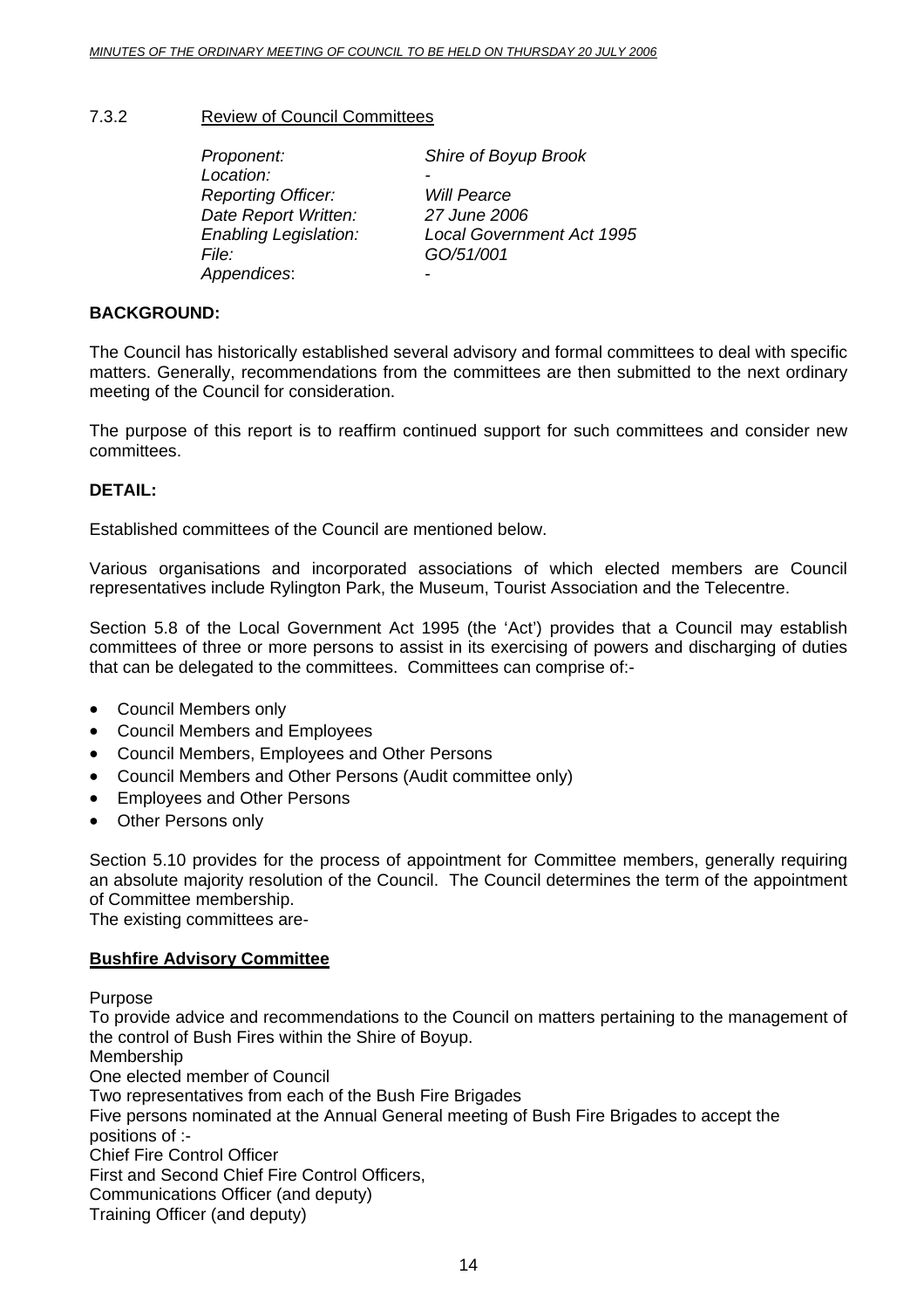### 7.3.2 Review of Council Committees

| | |
|---|---|
| *Proponent:* | *Shire of Boyup Brook* |
| *Location:* | - |
| *Reporting Officer:* | *Will Pearce* |
| *Date Report Written:* | *27 June 2006* |
| *Enabling Legislation:* | *Local Government Act 1995* |
| *File:* | *GO/51/001* |
| *Appendices*: | - |

**BACKGROUND:**

The Council has historically established several advisory and formal committees to deal with specific matters. Generally, recommendations from the committees are then submitted to the next ordinary meeting of the Council for consideration.

The purpose of this report is to reaffirm continued support for such committees and consider new committees.

**DETAIL:**

Established committees of the Council are mentioned below.

Various organisations and incorporated associations of which elected members are Council representatives include Rylington Park, the Museum, Tourist Association and the Telecentre.

Section 5.8 of the Local Government Act 1995 (the 'Act') provides that a Council may establish committees of three or more persons to assist in its exercising of powers and discharging of duties that can be delegated to the committees. Committees can comprise of:-

- Council Members only
- Council Members and Employees
- Council Members, Employees and Other Persons
- Council Members and Other Persons (Audit committee only)
- Employees and Other Persons
- Other Persons only

Section 5.10 provides for the process of appointment for Committee members, generally requiring an absolute majority resolution of the Council. The Council determines the term of the appointment of Committee membership.
The existing committees are-

**Bushfire Advisory Committee**

Purpose
To provide advice and recommendations to the Council on matters pertaining to the management of the control of Bush Fires within the Shire of Boyup.
Membership
One elected member of Council
Two representatives from each of the Bush Fire Brigades
Five persons nominated at the Annual General meeting of Bush Fire Brigades to accept the positions of :-
Chief Fire Control Officer
First and Second Chief Fire Control Officers,
Communications Officer (and deputy)
Training Officer (and deputy)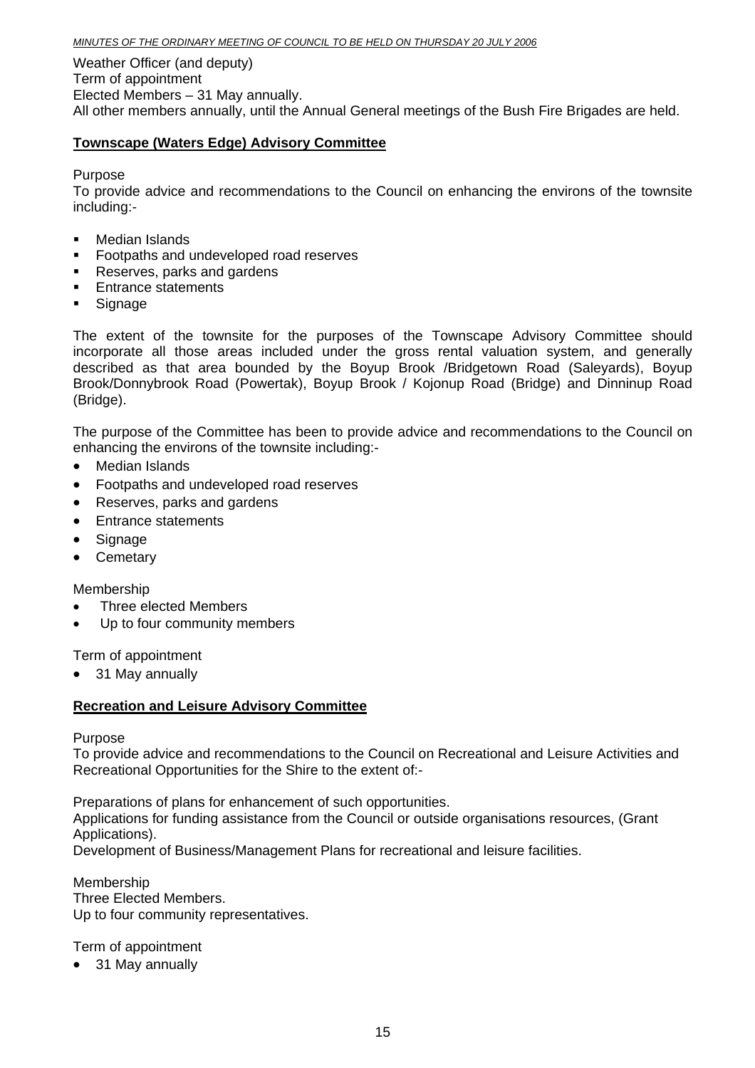Weather Officer (and deputy)
Term of appointment
Elected Members – 31 May annually.
All other members annually, until the Annual General meetings of the Bush Fire Brigades are held.

**Townscape (Waters Edge) Advisory Committee**

Purpose
To provide advice and recommendations to the Council on enhancing the environs of the townsite including:-

- Median Islands
- Footpaths and undeveloped road reserves
- Reserves, parks and gardens
- Entrance statements
- Signage

The extent of the townsite for the purposes of the Townscape Advisory Committee should incorporate all those areas included under the gross rental valuation system, and generally described as that area bounded by the Boyup Brook /Bridgetown Road (Saleyards), Boyup Brook/Donnybrook Road (Powertak), Boyup Brook / Kojonup Road (Bridge) and Dinninup Road (Bridge).

The purpose of the Committee has been to provide advice and recommendations to the Council on enhancing the environs of the townsite including:-

- Median Islands
- Footpaths and undeveloped road reserves
- Reserves, parks and gardens
- Entrance statements
- Signage
- Cemetary

Membership

- Three elected Members
- Up to four community members

Term of appointment

- 31 May annually

**Recreation and Leisure Advisory Committee**

Purpose
To provide advice and recommendations to the Council on Recreational and Leisure Activities and Recreational Opportunities for the Shire to the extent of:-

Preparations of plans for enhancement of such opportunities.
Applications for funding assistance from the Council or outside organisations resources, (Grant Applications).
Development of Business/Management Plans for recreational and leisure facilities.

Membership
Three Elected Members.
Up to four community representatives.

Term of appointment

- 31 May annually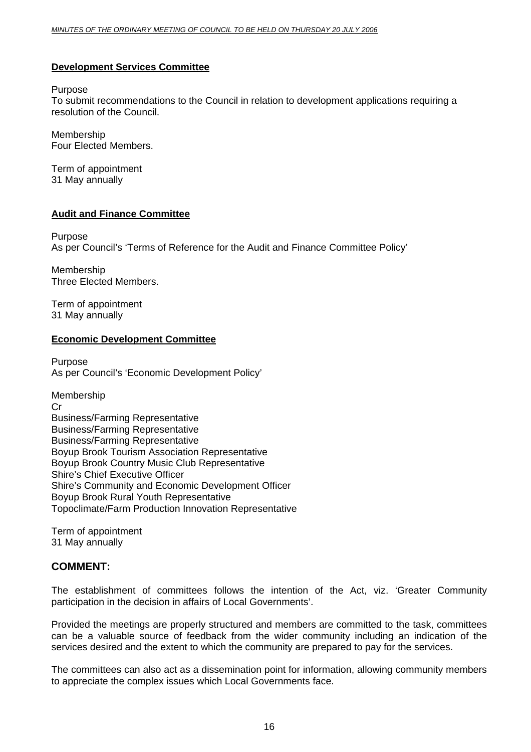**Development Services Committee**

Purpose
To submit recommendations to the Council in relation to development applications requiring a resolution of the Council.

Membership
Four Elected Members.

Term of appointment
31 May annually

**Audit and Finance Committee**

Purpose
As per Council's 'Terms of Reference for the Audit and Finance Committee Policy'

Membership
Three Elected Members.

Term of appointment
31 May annually

**Economic Development Committee**

Purpose
As per Council's 'Economic Development Policy'

Membership
Cr
Business/Farming Representative
Business/Farming Representative
Business/Farming Representative
Boyup Brook Tourism Association Representative
Boyup Brook Country Music Club Representative
Shire's Chief Executive Officer
Shire's Community and Economic Development Officer
Boyup Brook Rural Youth Representative
Topoclimate/Farm Production Innovation Representative

Term of appointment
31 May annually

## COMMENT:

The establishment of committees follows the intention of the Act, viz. 'Greater Community participation in the decision in affairs of Local Governments'.

Provided the meetings are properly structured and members are committed to the task, committees can be a valuable source of feedback from the wider community including an indication of the services desired and the extent to which the community are prepared to pay for the services.

The committees can also act as a dissemination point for information, allowing community members to appreciate the complex issues which Local Governments face.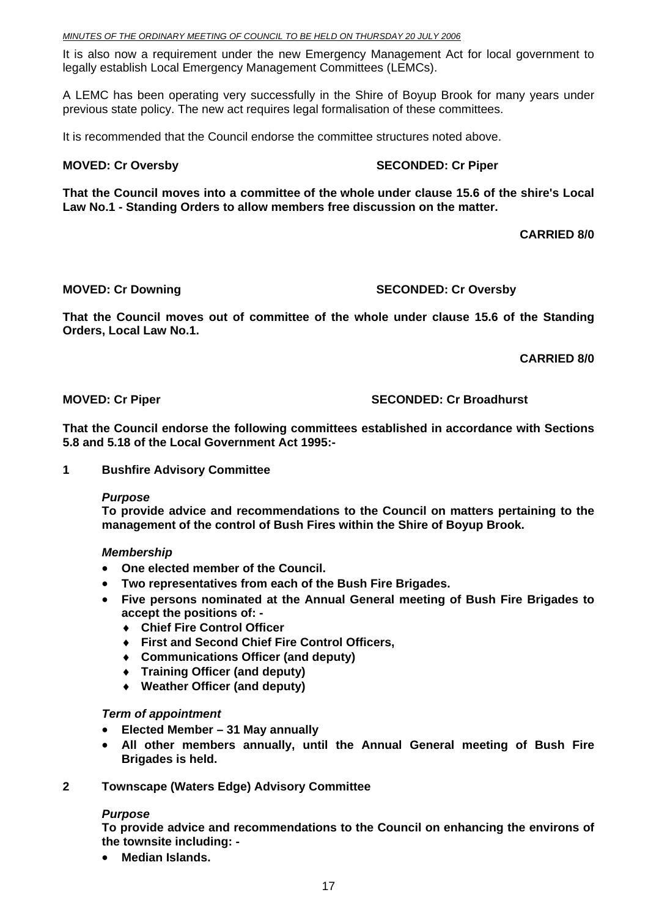It is also now a requirement under the new Emergency Management Act for local government to legally establish Local Emergency Management Committees (LEMCs).

A LEMC has been operating very successfully in the Shire of Boyup Brook for many years under previous state policy. The new act requires legal formalisation of these committees.

It is recommended that the Council endorse the committee structures noted above.

**MOVED: Cr Oversby** **SECONDED: Cr Piper**

**That the Council moves into a committee of the whole under clause 15.6 of the shire's Local Law No.1 - Standing Orders to allow members free discussion on the matter.**

**CARRIED 8/0**

**MOVED: Cr Downing** **SECONDED: Cr Oversby**

**That the Council moves out of committee of the whole under clause 15.6 of the Standing Orders, Local Law No.1.**

**CARRIED 8/0**

**MOVED: Cr Piper** **SECONDED: Cr Broadhurst**

**That the Council endorse the following committees established in accordance with Sections 5.8 and 5.18 of the Local Government Act 1995:-**

**1 Bushfire Advisory Committee**

***Purpose***

**To provide advice and recommendations to the Council on matters pertaining to the management of the control of Bush Fires within the Shire of Boyup Brook.**

***Membership***

- **One elected member of the Council.**
- **Two representatives from each of the Bush Fire Brigades.**
- **Five persons nominated at the Annual General meeting of Bush Fire Brigades to accept the positions of: -**
  - **Chief Fire Control Officer**
  - **First and Second Chief Fire Control Officers,**
  - **Communications Officer (and deputy)**
  - **Training Officer (and deputy)**
  - **Weather Officer (and deputy)**

***Term of appointment***

- **Elected Member – 31 May annually**
- **All other members annually, until the Annual General meeting of Bush Fire Brigades is held.**

**2 Townscape (Waters Edge) Advisory Committee**

***Purpose***

**To provide advice and recommendations to the Council on enhancing the environs of the townsite including: -**

- **Median Islands.**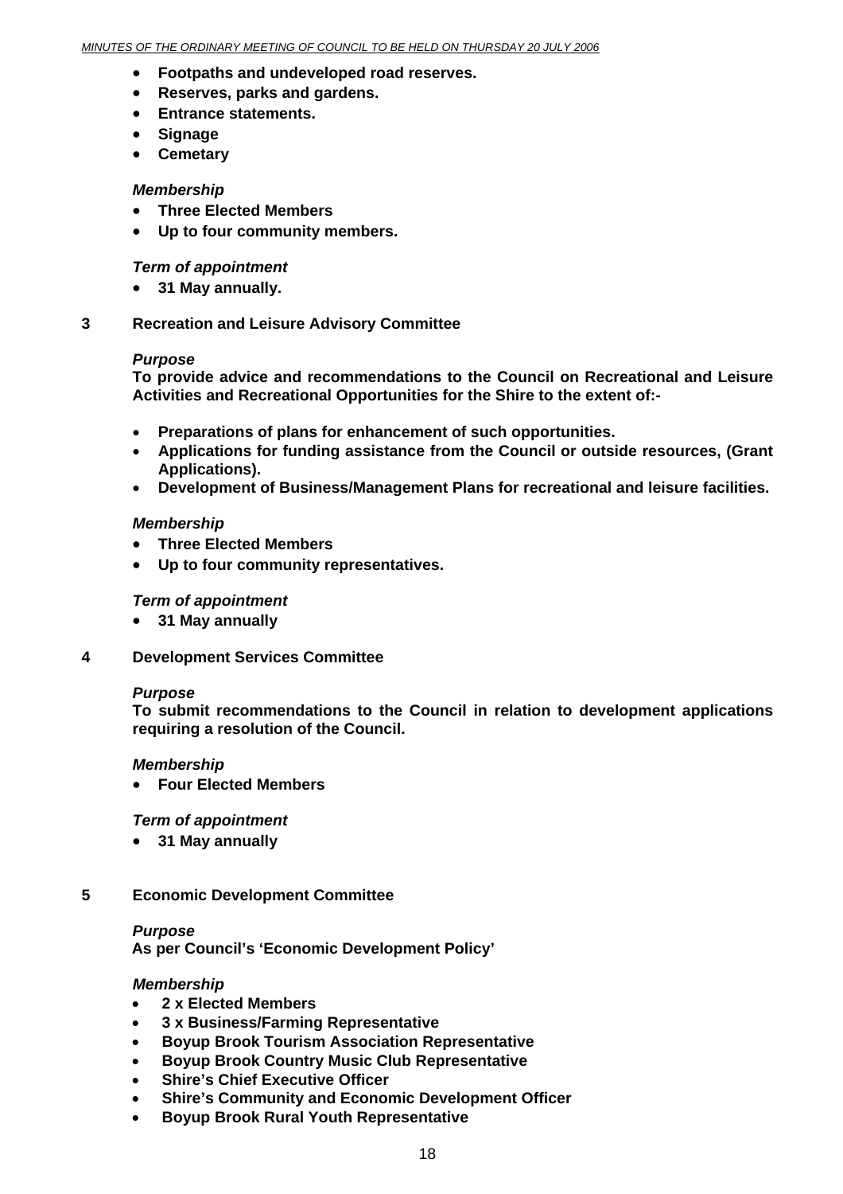- **Footpaths and undeveloped road reserves.**
- **Reserves, parks and gardens.**
- **Entrance statements.**
- **Signage**
- **Cemetary**

***Membership***

- **Three Elected Members**
- **Up to four community members.**

***Term of appointment***

- **31 May annually.**

**3 Recreation and Leisure Advisory Committee**

***Purpose***

**To provide advice and recommendations to the Council on Recreational and Leisure Activities and Recreational Opportunities for the Shire to the extent of:-**

- **Preparations of plans for enhancement of such opportunities.**
- **Applications for funding assistance from the Council or outside resources, (Grant Applications).**
- **Development of Business/Management Plans for recreational and leisure facilities.**

***Membership***

- **Three Elected Members**
- **Up to four community representatives.**

***Term of appointment***

- **31 May annually**

**4 Development Services Committee**

***Purpose***

**To submit recommendations to the Council in relation to development applications requiring a resolution of the Council.**

***Membership***

- **Four Elected Members**

***Term of appointment***

- **31 May annually**

**5 Economic Development Committee**

***Purpose***

**As per Council's 'Economic Development Policy'**

***Membership***

- **2 x Elected Members**
- **3 x Business/Farming Representative**
- **Boyup Brook Tourism Association Representative**
- **Boyup Brook Country Music Club Representative**
- **Shire's Chief Executive Officer**
- **Shire's Community and Economic Development Officer**
- **Boyup Brook Rural Youth Representative**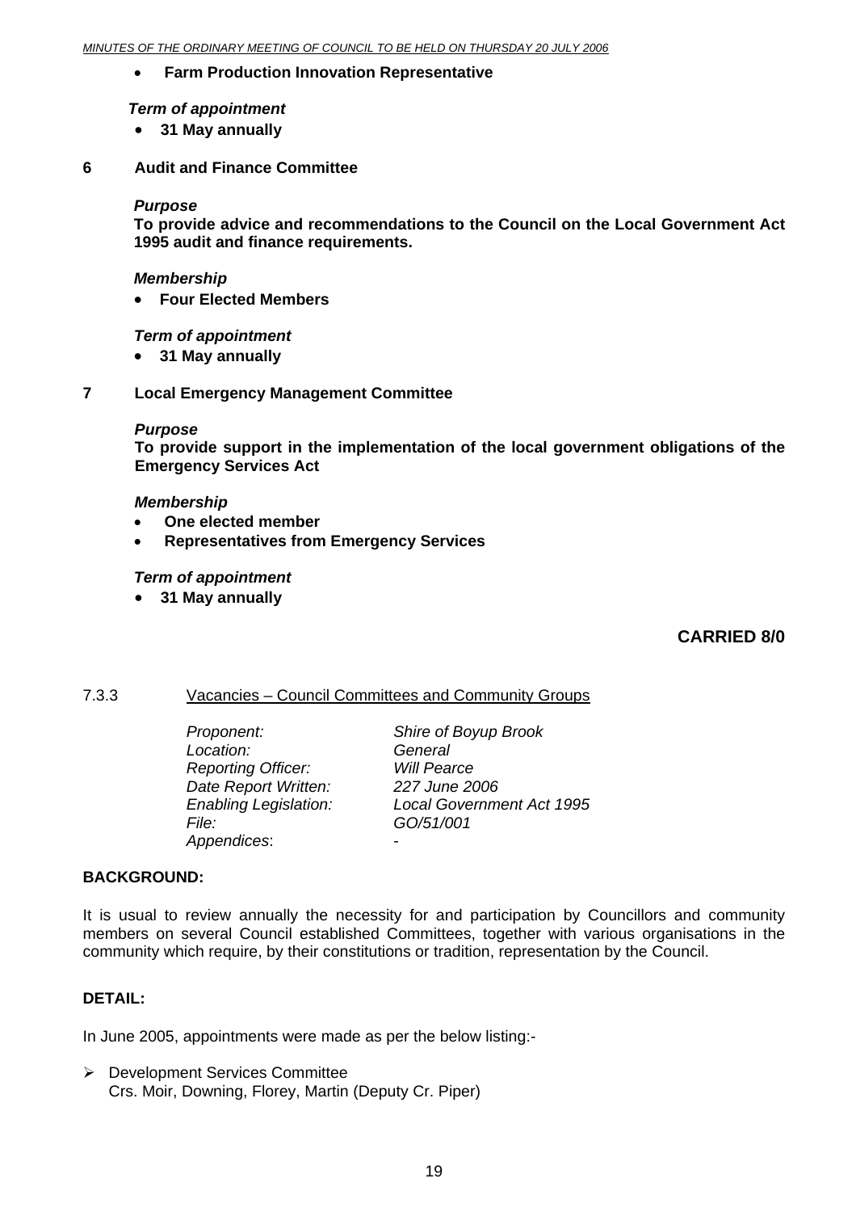- **Farm Production Innovation Representative**

***Term of appointment***

- **31 May annually**

**6 Audit and Finance Committee**

***Purpose***

**To provide advice and recommendations to the Council on the Local Government Act 1995 audit and finance requirements.**

***Membership***

- **Four Elected Members**

***Term of appointment***

- **31 May annually**

**7 Local Emergency Management Committee**

***Purpose***

**To provide support in the implementation of the local government obligations of the Emergency Services Act**

***Membership***

- **One elected member**
- **Representatives from Emergency Services**

***Term of appointment***

- **31 May annually**

**CARRIED 8/0**

7.3.3 Vacancies – Council Committees and Community Groups

| | |
|---|---|
| *Proponent:* | *Shire of Boyup Brook* |
| *Location:* | *General* |
| *Reporting Officer:* | *Will Pearce* |
| *Date Report Written:* | *227 June 2006* |
| *Enabling Legislation:* | *Local Government Act 1995* |
| *File:* | *GO/51/001* |
| *Appendices*: | - |

**BACKGROUND:**

It is usual to review annually the necessity for and participation by Councillors and community members on several Council established Committees, together with various organisations in the community which require, by their constitutions or tradition, representation by the Council.

**DETAIL:**

In June 2005, appointments were made as per the below listing:-

- Development Services Committee
  Crs. Moir, Downing, Florey, Martin (Deputy Cr. Piper)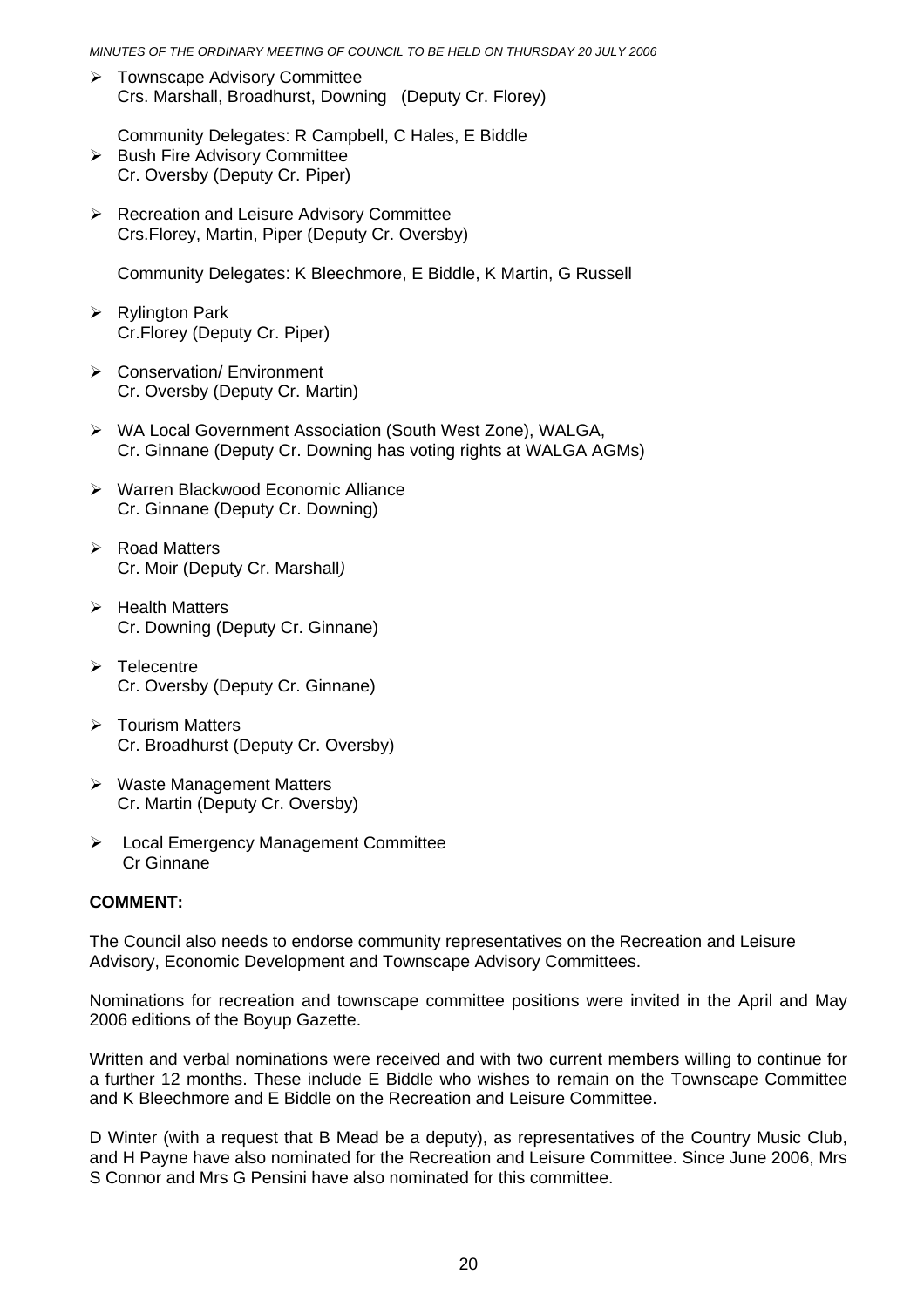- Townscape Advisory Committee
  Crs. Marshall, Broadhurst, Downing (Deputy Cr. Florey)

  Community Delegates: R Campbell, C Hales, E Biddle
- Bush Fire Advisory Committee
  Cr. Oversby (Deputy Cr. Piper)

- Recreation and Leisure Advisory Committee
  Crs.Florey, Martin, Piper (Deputy Cr. Oversby)

  Community Delegates: K Bleechmore, E Biddle, K Martin, G Russell

- Rylington Park
  Cr.Florey (Deputy Cr. Piper)

- Conservation/ Environment
  Cr. Oversby (Deputy Cr. Martin)

- WA Local Government Association (South West Zone), WALGA,
  Cr. Ginnane (Deputy Cr. Downing has voting rights at WALGA AGMs)

- Warren Blackwood Economic Alliance
  Cr. Ginnane (Deputy Cr. Downing)

- Road Matters
  Cr. Moir (Deputy Cr. Marshall)

- Health Matters
  Cr. Downing (Deputy Cr. Ginnane)

- Telecentre
  Cr. Oversby (Deputy Cr. Ginnane)

- Tourism Matters
  Cr. Broadhurst (Deputy Cr. Oversby)

- Waste Management Matters
  Cr. Martin (Deputy Cr. Oversby)

- Local Emergency Management Committee
  Cr Ginnane

**COMMENT:**

The Council also needs to endorse community representatives on the Recreation and Leisure Advisory, Economic Development and Townscape Advisory Committees.

Nominations for recreation and townscape committee positions were invited in the April and May 2006 editions of the Boyup Gazette.

Written and verbal nominations were received and with two current members willing to continue for a further 12 months. These include E Biddle who wishes to remain on the Townscape Committee and K Bleechmore and E Biddle on the Recreation and Leisure Committee.

D Winter (with a request that B Mead be a deputy), as representatives of the Country Music Club, and H Payne have also nominated for the Recreation and Leisure Committee. Since June 2006, Mrs S Connor and Mrs G Pensini have also nominated for this committee.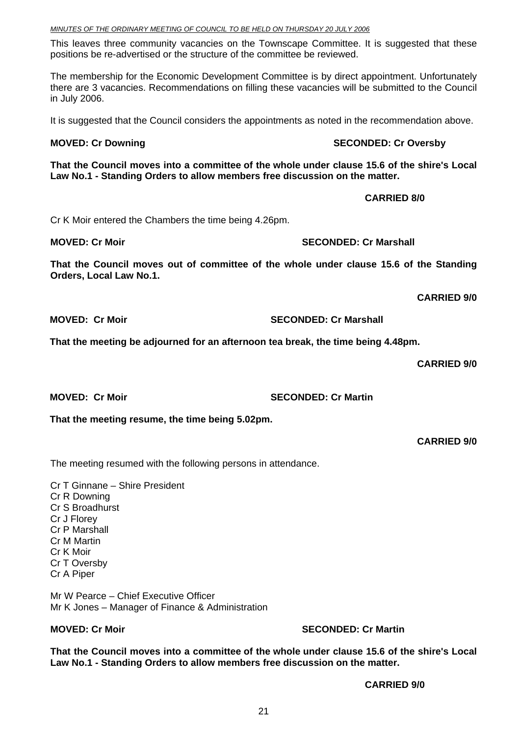This leaves three community vacancies on the Townscape Committee. It is suggested that these positions be re-advertised or the structure of the committee be reviewed.

The membership for the Economic Development Committee is by direct appointment. Unfortunately there are 3 vacancies. Recommendations on filling these vacancies will be submitted to the Council in July 2006.

It is suggested that the Council considers the appointments as noted in the recommendation above.

**MOVED: Cr Downing** **SECONDED: Cr Oversby**

**That the Council moves into a committee of the whole under clause 15.6 of the shire's Local Law No.1 - Standing Orders to allow members free discussion on the matter.**

**CARRIED 8/0**

Cr K Moir entered the Chambers the time being 4.26pm.

**MOVED: Cr Moir** **SECONDED: Cr Marshall**

**That the Council moves out of committee of the whole under clause 15.6 of the Standing Orders, Local Law No.1.**

**CARRIED 9/0**

**MOVED: Cr Moir** **SECONDED: Cr Marshall**

**That the meeting be adjourned for an afternoon tea break, the time being 4.48pm.**

**CARRIED 9/0**

**MOVED: Cr Moir** **SECONDED: Cr Martin**

**That the meeting resume, the time being 5.02pm.**

**CARRIED 9/0**

The meeting resumed with the following persons in attendance.

Cr T Ginnane – Shire President
Cr R Downing
Cr S Broadhurst
Cr J Florey
Cr P Marshall
Cr M Martin
Cr K Moir
Cr T Oversby
Cr A Piper

Mr W Pearce – Chief Executive Officer
Mr K Jones – Manager of Finance & Administration

**MOVED: Cr Moir** **SECONDED: Cr Martin**

**That the Council moves into a committee of the whole under clause 15.6 of the shire's Local Law No.1 - Standing Orders to allow members free discussion on the matter.**

**CARRIED 9/0**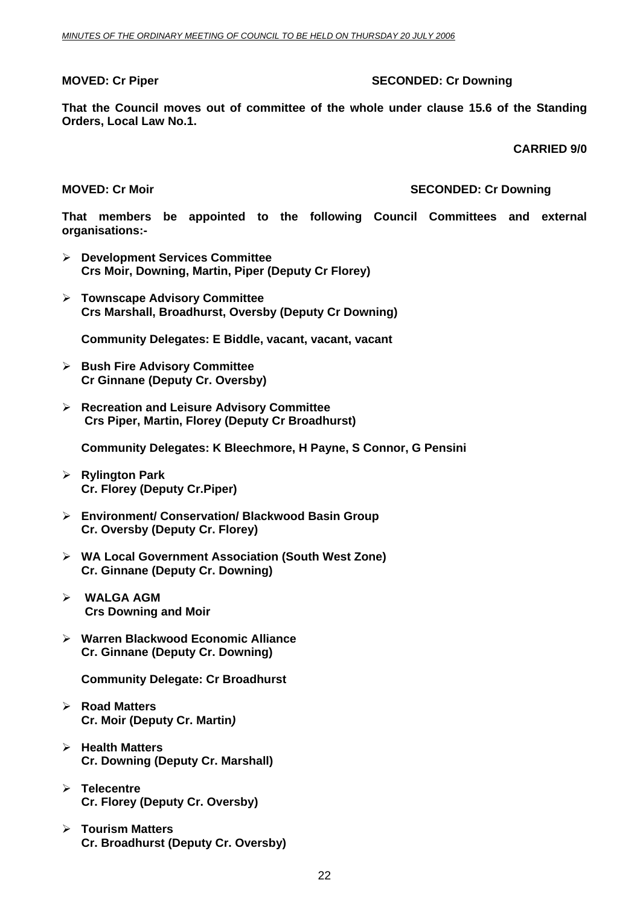**MOVED: Cr Piper** **SECONDED: Cr Downing**

**That the Council moves out of committee of the whole under clause 15.6 of the Standing Orders, Local Law No.1.**

**CARRIED 9/0**

**MOVED: Cr Moir** **SECONDED: Cr Downing**

**That members be appointed to the following Council Committees and external organisations:-**

- **Development Services Committee**
  **Crs Moir, Downing, Martin, Piper (Deputy Cr Florey)**

- **Townscape Advisory Committee**
  **Crs Marshall, Broadhurst, Oversby (Deputy Cr Downing)**

  **Community Delegates: E Biddle, vacant, vacant, vacant**

- **Bush Fire Advisory Committee**
  **Cr Ginnane (Deputy Cr. Oversby)**

- **Recreation and Leisure Advisory Committee**
  **Crs Piper, Martin, Florey (Deputy Cr Broadhurst)**

  **Community Delegates: K Bleechmore, H Payne, S Connor, G Pensini**

- **Rylington Park**
  **Cr. Florey (Deputy Cr.Piper)**

- **Environment/ Conservation/ Blackwood Basin Group**
  **Cr. Oversby (Deputy Cr. Florey)**

- **WA Local Government Association (South West Zone)**
  **Cr. Ginnane (Deputy Cr. Downing)**

- **WALGA AGM**
  **Crs Downing and Moir**

- **Warren Blackwood Economic Alliance**
  **Cr. Ginnane (Deputy Cr. Downing)**

  **Community Delegate: Cr Broadhurst**

- **Road Matters**
  **Cr. Moir (Deputy Cr. Martin)**

- **Health Matters**
  **Cr. Downing (Deputy Cr. Marshall)**

- **Telecentre**
  **Cr. Florey (Deputy Cr. Oversby)**

- **Tourism Matters**
  **Cr. Broadhurst (Deputy Cr. Oversby)**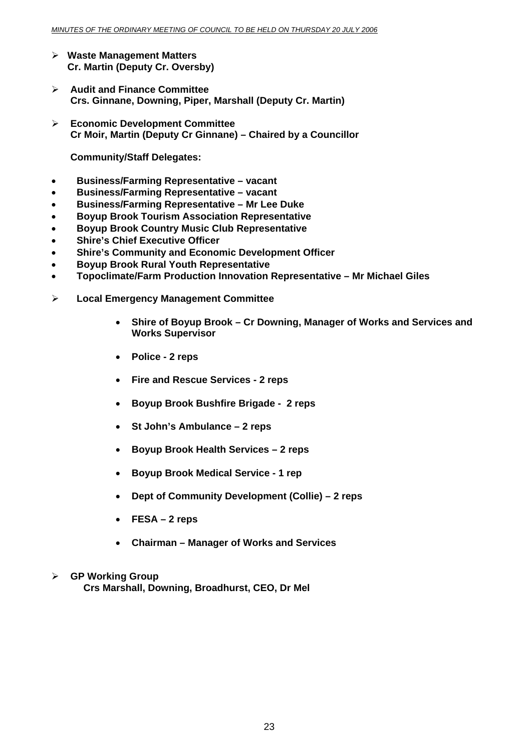- **Waste Management Matters**
  **Cr. Martin (Deputy Cr. Oversby)**

- **Audit and Finance Committee**
  **Crs. Ginnane, Downing, Piper, Marshall (Deputy Cr. Martin)**

- **Economic Development Committee**
  **Cr Moir, Martin (Deputy Cr Ginnane) – Chaired by a Councillor**

  **Community/Staff Delegates:**

- **Business/Farming Representative – vacant**
- **Business/Farming Representative – vacant**
- **Business/Farming Representative – Mr Lee Duke**
- **Boyup Brook Tourism Association Representative**
- **Boyup Brook Country Music Club Representative**
- **Shire's Chief Executive Officer**
- **Shire's Community and Economic Development Officer**
- **Boyup Brook Rural Youth Representative**
- **Topoclimate/Farm Production Innovation Representative – Mr Michael Giles**

- **Local Emergency Management Committee**

  - **Shire of Boyup Brook – Cr Downing, Manager of Works and Services and Works Supervisor**
  - **Police - 2 reps**
  - **Fire and Rescue Services - 2 reps**
  - **Boyup Brook Bushfire Brigade - 2 reps**
  - **St John's Ambulance – 2 reps**
  - **Boyup Brook Health Services – 2 reps**
  - **Boyup Brook Medical Service - 1 rep**
  - **Dept of Community Development (Collie) – 2 reps**
  - **FESA – 2 reps**
  - **Chairman – Manager of Works and Services**

- **GP Working Group**
  **Crs Marshall, Downing, Broadhurst, CEO, Dr Mel**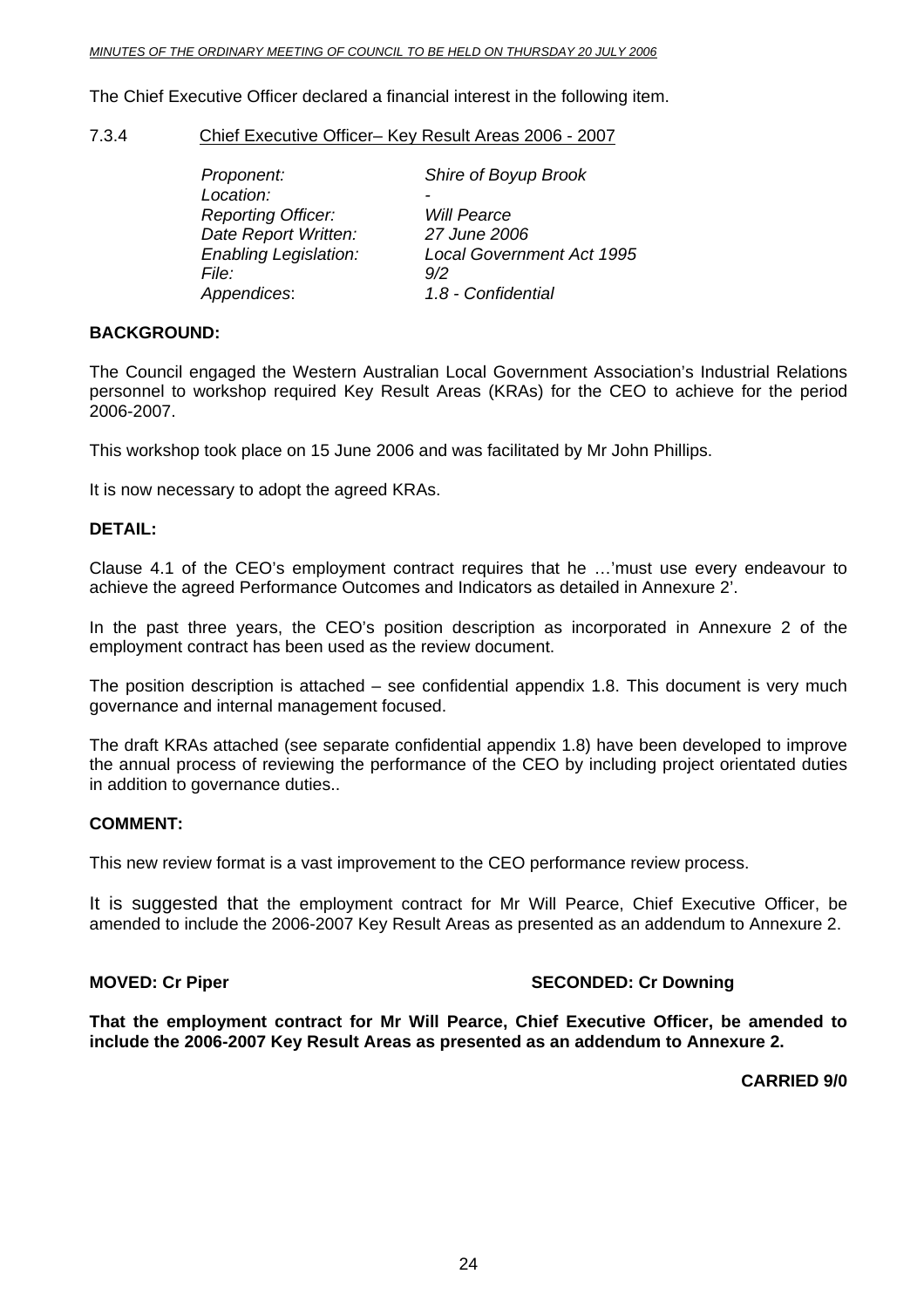The Chief Executive Officer declared a financial interest in the following item.

7.3.4 Chief Executive Officer– Key Result Areas 2006 - 2007

| | |
|---|---|
| *Proponent:* | *Shire of Boyup Brook* |
| *Location:* | *-* |
| *Reporting Officer:* | *Will Pearce* |
| *Date Report Written:* | *27 June 2006* |
| *Enabling Legislation:* | *Local Government Act 1995* |
| *File:* | *9/2* |
| *Appendices*: | *1.8 - Confidential* |

**BACKGROUND:**

The Council engaged the Western Australian Local Government Association's Industrial Relations personnel to workshop required Key Result Areas (KRAs) for the CEO to achieve for the period 2006-2007.

This workshop took place on 15 June 2006 and was facilitated by Mr John Phillips.

It is now necessary to adopt the agreed KRAs.

**DETAIL:**

Clause 4.1 of the CEO's employment contract requires that he …'must use every endeavour to achieve the agreed Performance Outcomes and Indicators as detailed in Annexure 2'.

In the past three years, the CEO's position description as incorporated in Annexure 2 of the employment contract has been used as the review document.

The position description is attached – see confidential appendix 1.8. This document is very much governance and internal management focused.

The draft KRAs attached (see separate confidential appendix 1.8) have been developed to improve the annual process of reviewing the performance of the CEO by including project orientated duties in addition to governance duties..

**COMMENT:**

This new review format is a vast improvement to the CEO performance review process.

It is suggested that the employment contract for Mr Will Pearce, Chief Executive Officer, be amended to include the 2006-2007 Key Result Areas as presented as an addendum to Annexure 2.

**MOVED: Cr Piper** **SECONDED: Cr Downing**

**That the employment contract for Mr Will Pearce, Chief Executive Officer, be amended to include the 2006-2007 Key Result Areas as presented as an addendum to Annexure 2.**

**CARRIED 9/0**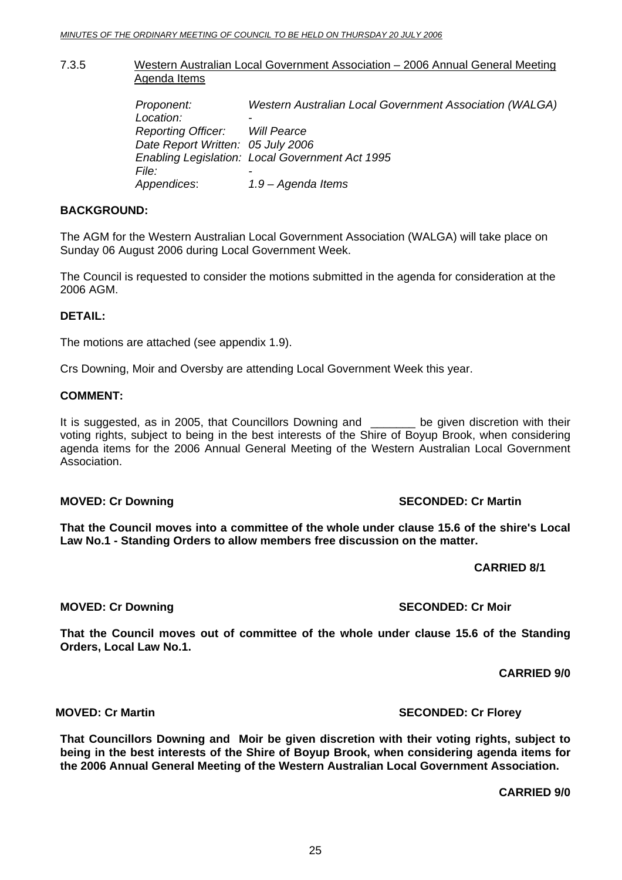### 7.3.5 Western Australian Local Government Association – 2006 Annual General Meeting Agenda Items

*Proponent:* *Western Australian Local Government Association (WALGA)*
*Location:* -
*Reporting Officer:* *Will Pearce*
*Date Report Written:* *05 July 2006*
*Enabling Legislation:* *Local Government Act 1995*
*File:* -
*Appendices*: *1.9 – Agenda Items*

**BACKGROUND:**

The AGM for the Western Australian Local Government Association (WALGA) will take place on Sunday 06 August 2006 during Local Government Week.

The Council is requested to consider the motions submitted in the agenda for consideration at the 2006 AGM.

**DETAIL:**

The motions are attached (see appendix 1.9).

Crs Downing, Moir and Oversby are attending Local Government Week this year.

**COMMENT:**

It is suggested, as in 2005, that Councillors Downing and _______ be given discretion with their voting rights, subject to being in the best interests of the Shire of Boyup Brook, when considering agenda items for the 2006 Annual General Meeting of the Western Australian Local Government Association.

**MOVED: Cr Downing** **SECONDED: Cr Martin**

**That the Council moves into a committee of the whole under clause 15.6 of the shire's Local Law No.1 - Standing Orders to allow members free discussion on the matter.**

**CARRIED 8/1**

**MOVED: Cr Downing** **SECONDED: Cr Moir**

**That the Council moves out of committee of the whole under clause 15.6 of the Standing Orders, Local Law No.1.**

**CARRIED 9/0**

**MOVED: Cr Martin** **SECONDED: Cr Florey**

**That Councillors Downing and Moir be given discretion with their voting rights, subject to being in the best interests of the Shire of Boyup Brook, when considering agenda items for the 2006 Annual General Meeting of the Western Australian Local Government Association.**

**CARRIED 9/0**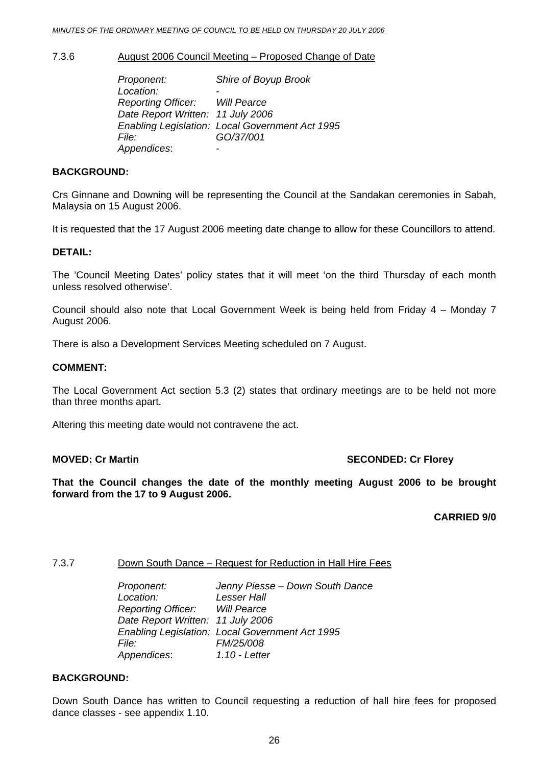### 7.3.6 August 2006 Council Meeting – Proposed Change of Date

*Proponent:* *Shire of Boyup Brook*
*Location:* -
*Reporting Officer:* *Will Pearce*
*Date Report Written:* *11 July 2006*
*Enabling Legislation:* *Local Government Act 1995*
*File:* *GO/37/001*
*Appendices*: -

**BACKGROUND:**

Crs Ginnane and Downing will be representing the Council at the Sandakan ceremonies in Sabah, Malaysia on 15 August 2006.

It is requested that the 17 August 2006 meeting date change to allow for these Councillors to attend.

**DETAIL:**

The 'Council Meeting Dates' policy states that it will meet 'on the third Thursday of each month unless resolved otherwise'.

Council should also note that Local Government Week is being held from Friday 4 – Monday 7 August 2006.

There is also a Development Services Meeting scheduled on 7 August.

**COMMENT:**

The Local Government Act section 5.3 (2) states that ordinary meetings are to be held not more than three months apart.

Altering this meeting date would not contravene the act.

**MOVED: Cr Martin** **SECONDED: Cr Florey**

**That the Council changes the date of the monthly meeting August 2006 to be brought forward from the 17 to 9 August 2006.**

**CARRIED 9/0**

### 7.3.7 Down South Dance – Request for Reduction in Hall Hire Fees

*Proponent:* *Jenny Piesse – Down South Dance*
*Location:* *Lesser Hall*
*Reporting Officer:* *Will Pearce*
*Date Report Written:* *11 July 2006*
*Enabling Legislation:* *Local Government Act 1995*
*File:* *FM/25/008*
*Appendices*: *1.10 - Letter*

**BACKGROUND:**

Down South Dance has written to Council requesting a reduction of hall hire fees for proposed dance classes - see appendix 1.10.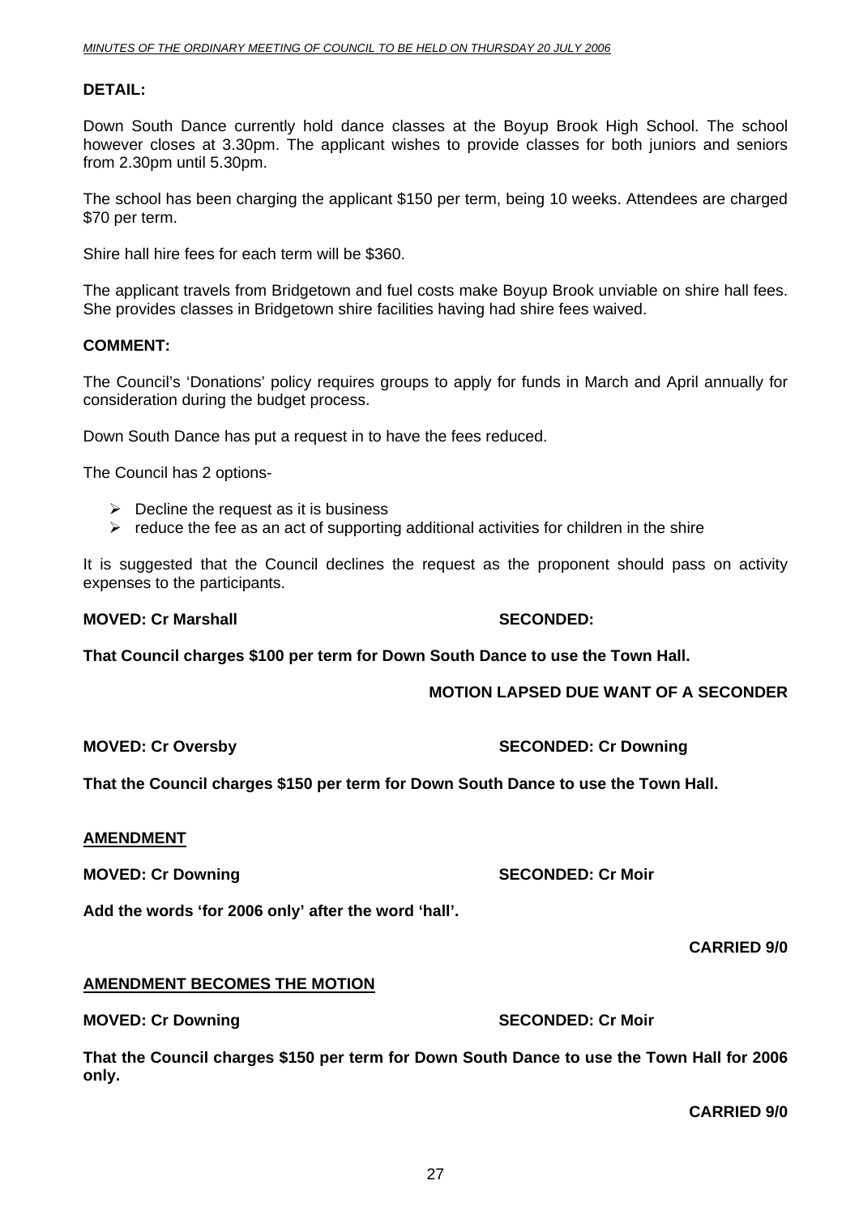**DETAIL:**

Down South Dance currently hold dance classes at the Boyup Brook High School. The school however closes at 3.30pm. The applicant wishes to provide classes for both juniors and seniors from 2.30pm until 5.30pm.

The school has been charging the applicant $150 per term, being 10 weeks. Attendees are charged $70 per term.

Shire hall hire fees for each term will be $360.

The applicant travels from Bridgetown and fuel costs make Boyup Brook unviable on shire hall fees. She provides classes in Bridgetown shire facilities having had shire fees waived.

**COMMENT:**

The Council's 'Donations' policy requires groups to apply for funds in March and April annually for consideration during the budget process.

Down South Dance has put a request in to have the fees reduced.

The Council has 2 options-

- Decline the request as it is business
- reduce the fee as an act of supporting additional activities for children in the shire

It is suggested that the Council declines the request as the proponent should pass on activity expenses to the participants.

**MOVED: Cr Marshall** **SECONDED:**

**That Council charges $100 per term for Down South Dance to use the Town Hall.**

**MOTION LAPSED DUE WANT OF A SECONDER**

**MOVED: Cr Oversby** **SECONDED: Cr Downing**

**That the Council charges $150 per term for Down South Dance to use the Town Hall.**

**AMENDMENT**

**MOVED: Cr Downing** **SECONDED: Cr Moir**

**Add the words 'for 2006 only' after the word 'hall'.**

**CARRIED 9/0**

**AMENDMENT BECOMES THE MOTION**

**MOVED: Cr Downing** **SECONDED: Cr Moir**

**That the Council charges $150 per term for Down South Dance to use the Town Hall for 2006 only.**

**CARRIED 9/0**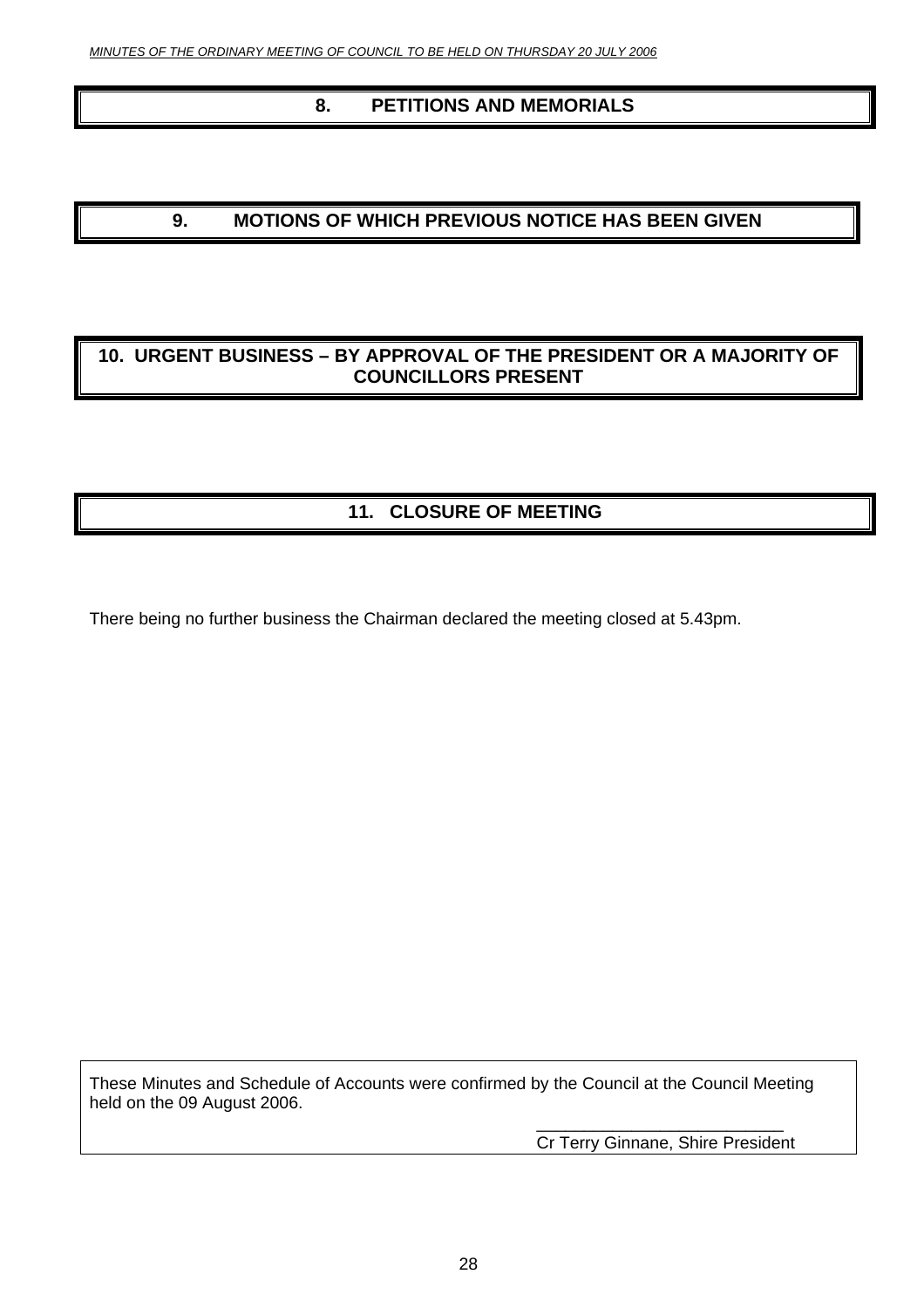## 8. PETITIONS AND MEMORIALS

## 9. MOTIONS OF WHICH PREVIOUS NOTICE HAS BEEN GIVEN

## 10. URGENT BUSINESS – BY APPROVAL OF THE PRESIDENT OR A MAJORITY OF COUNCILLORS PRESENT

## 11. CLOSURE OF MEETING

There being no further business the Chairman declared the meeting closed at 5.43pm.

These Minutes and Schedule of Accounts were confirmed by the Council at the Council Meeting held on the 09 August 2006.

\_\_\_\_\_\_\_\_\_\_\_\_\_\_\_\_\_\_\_\_\_\_\_\_\_\_\_

Cr Terry Ginnane, Shire President